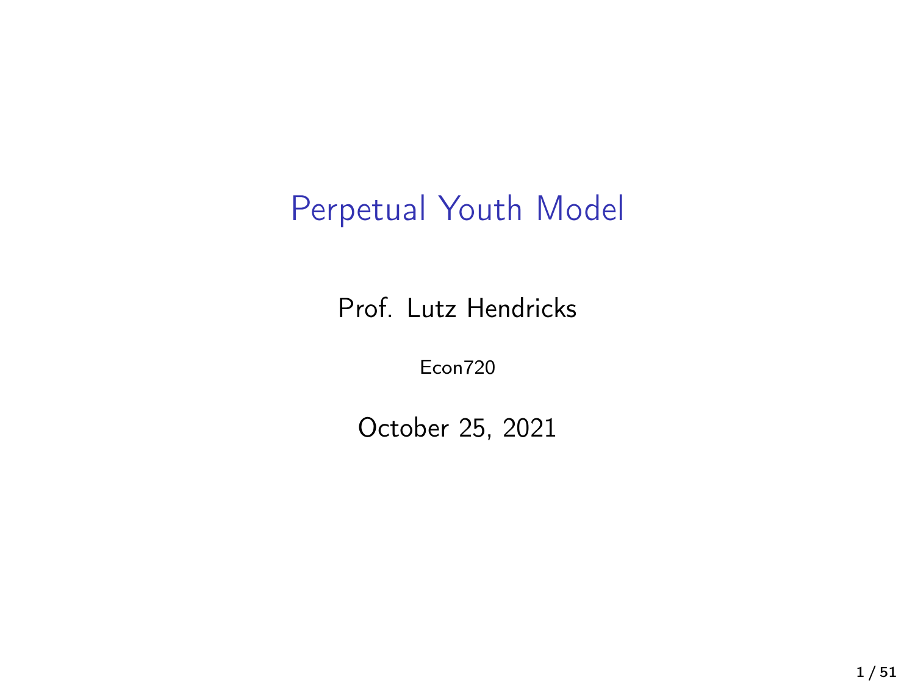# Perpetual Youth Model

Prof. Lutz Hendricks

Econ720

October 25, 2021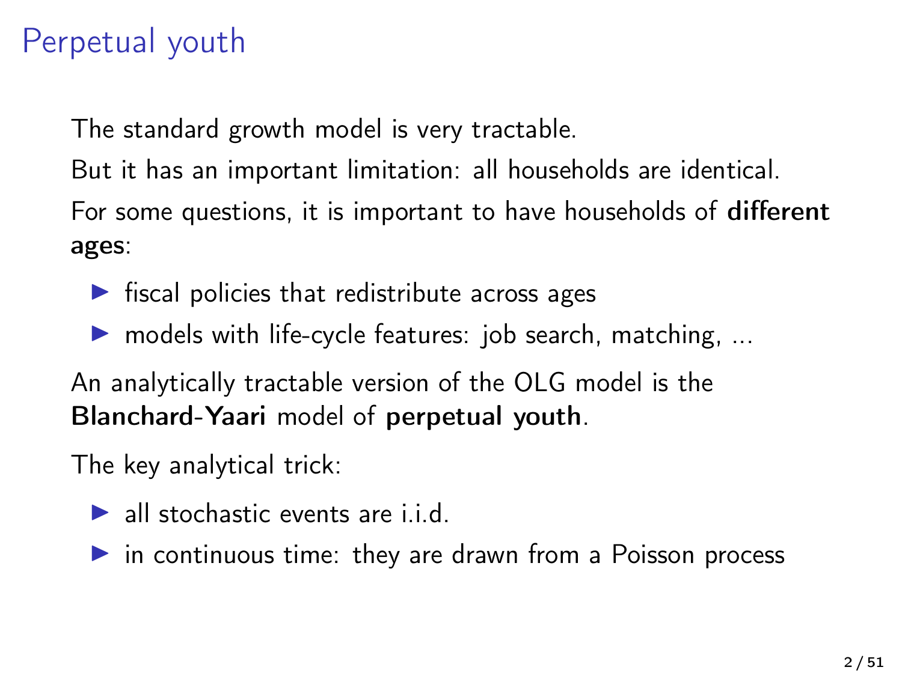# Perpetual youth

The standard growth model is very tractable.

But it has an important limitation: all households are identical.

For some questions, it is important to have households of **different ages**:

- fiscal policies that redistribute across ages
- models with life-cycle features: job search, matching, ...

An analytically tractable version of the OLG model is the **Blanchard-Yaari** model of **perpetual youth**.

The key analytical trick:

- all stochastic events are i.i.d.
- in continuous time: they are drawn from a Poisson process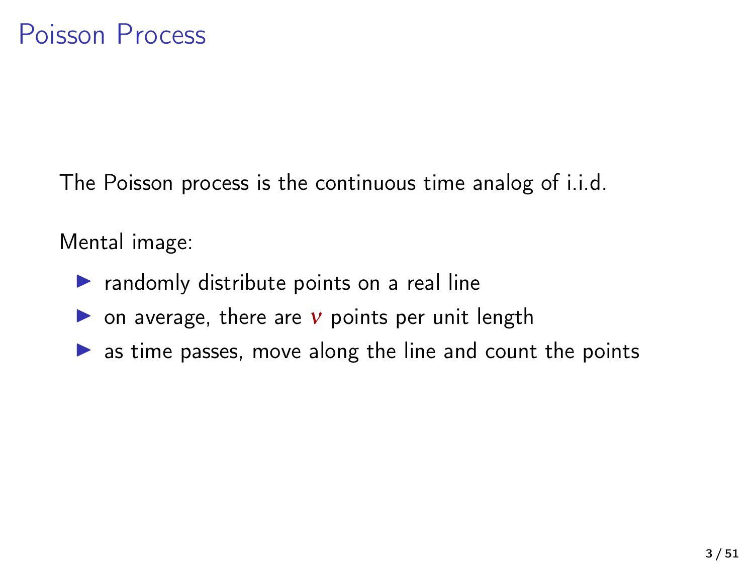# Poisson Process

The Poisson process is the continuous time analog of i.i.d.

Mental image:

- randomly distribute points on a real line
- on average, there are $\nu$ points per unit length
- as time passes, move along the line and count the points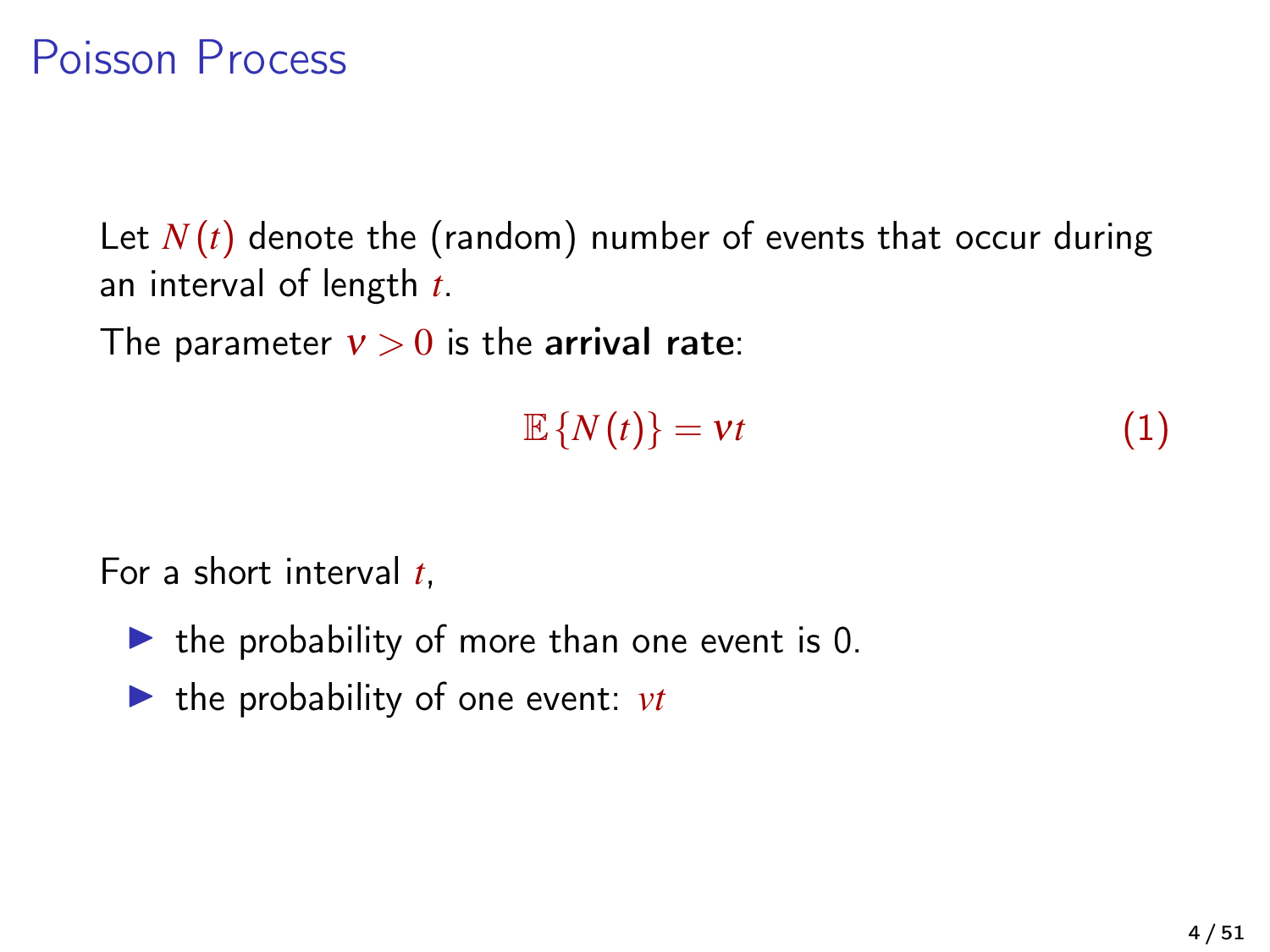# Poisson Process

Let $N(t)$ denote the (random) number of events that occur during an interval of length $t$.

The parameter $\nu > 0$ is the **arrival rate**:

$$\mathbb{E}\{N(t)\} = \nu t \tag{1}$$

For a short interval $t$,

- the probability of more than one event is 0.
- the probability of one event: $\nu t$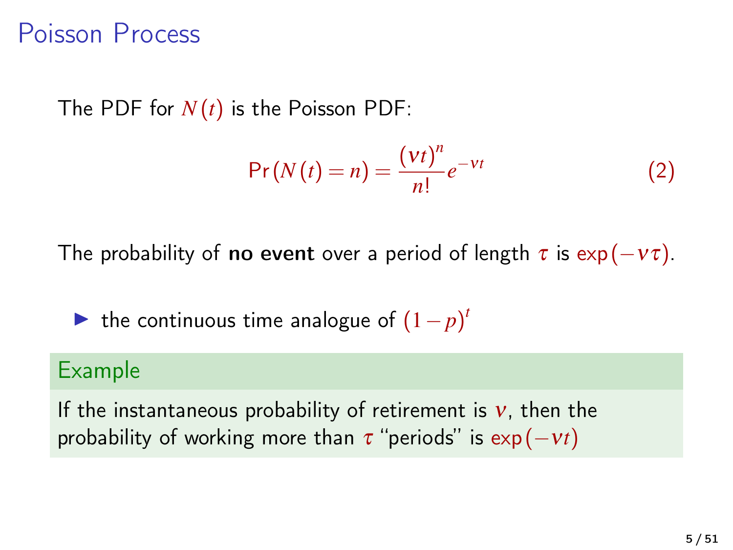# Poisson Process

The PDF for $N(t)$ is the Poisson PDF:

$$\Pr(N(t) = n) = \frac{(\nu t)^n}{n!} e^{-\nu t} \tag{2}$$

The probability of **no event** over a period of length $\tau$ is $\exp(-\nu\tau)$.

- the continuous time analogue of $(1-p)^t$

**Example**

If the instantaneous probability of retirement is $\nu$, then the probability of working more than $\tau$ "periods" is $\exp(-\nu t)$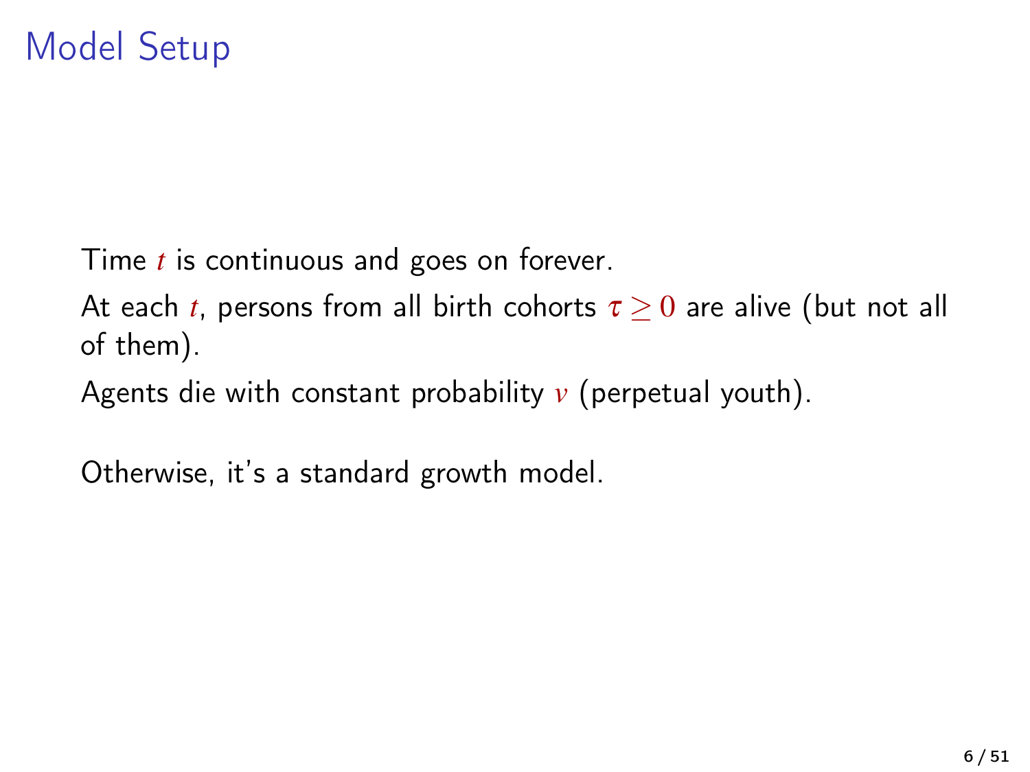# Model Setup

Time $t$ is continuous and goes on forever.

At each $t$, persons from all birth cohorts $\tau \geq 0$ are alive (but not all of them).

Agents die with constant probability $v$ (perpetual youth).

Otherwise, it's a standard growth model.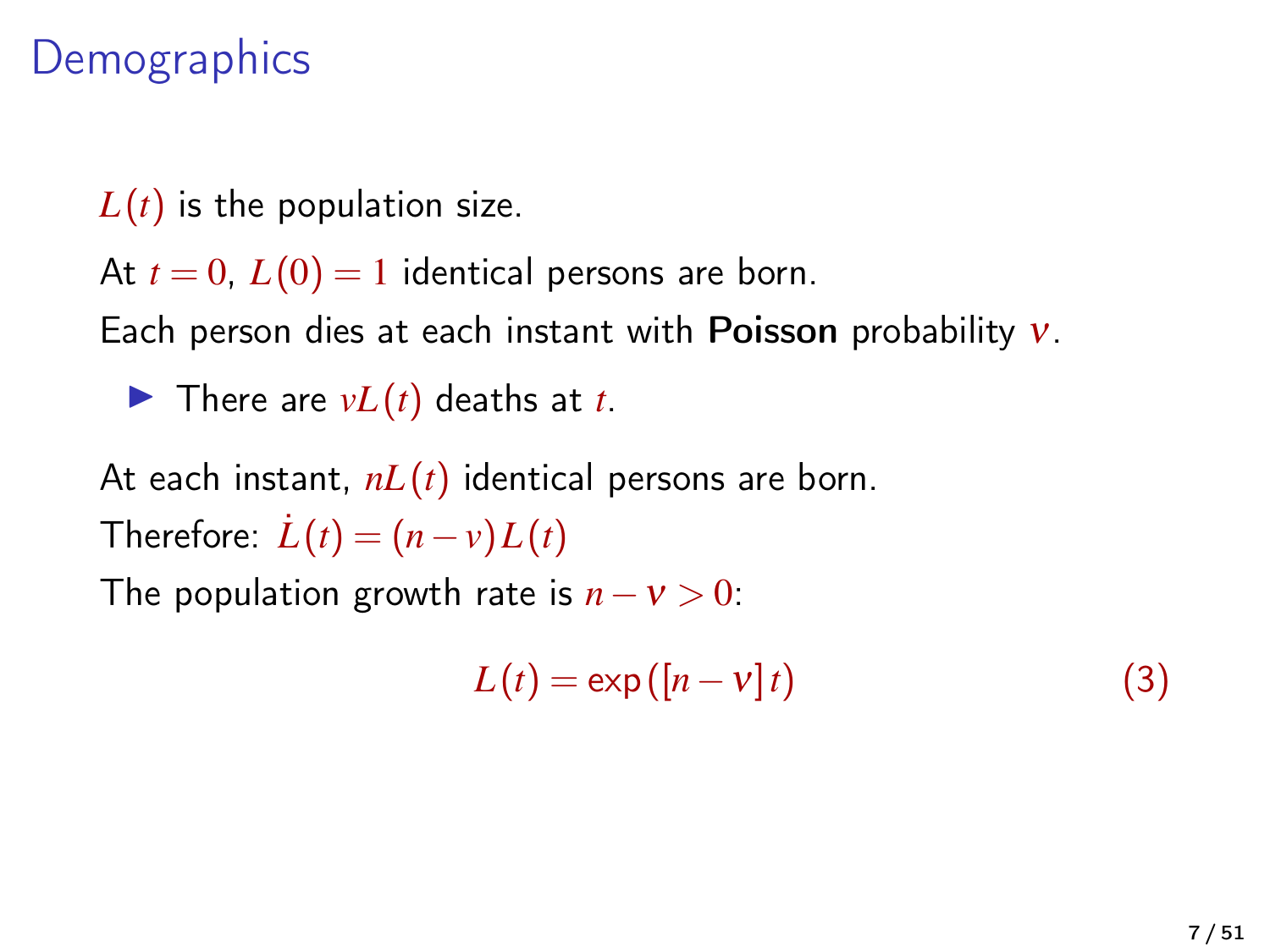# Demographics

$L(t)$ is the population size.

At $t = 0$, $L(0) = 1$ identical persons are born.

Each person dies at each instant with **Poisson** probability $\nu$.

- There are $\nu L(t)$ deaths at $t$.

At each instant, $nL(t)$ identical persons are born.

Therefore: $\dot{L}(t) = (n - \nu) L(t)$

The population growth rate is $n - \nu > 0$:

$$L(t) = \exp([n - \nu] t) \tag{3}$$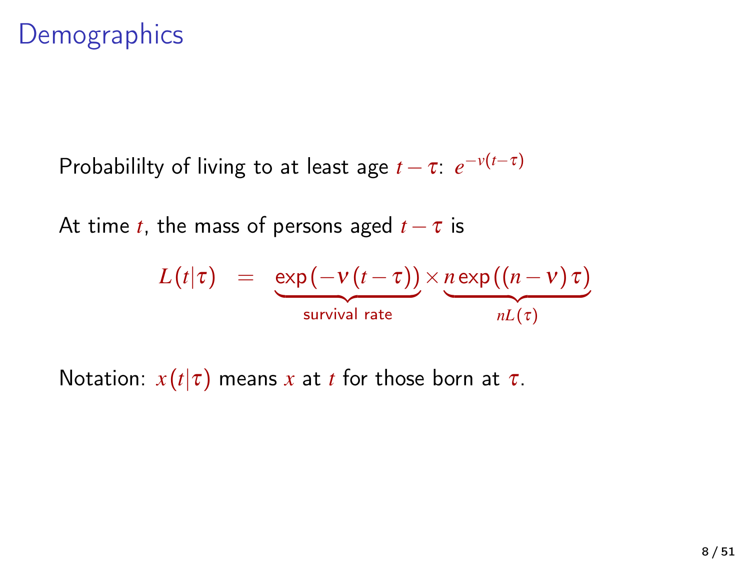# Demographics

Probabililty of living to at least age $t-\tau$: $e^{-\nu(t-\tau)}$

At time $t$, the mass of persons aged $t-\tau$ is

$$L(t|\tau) = \underbrace{\exp(-\nu(t-\tau))}_{\text{survival rate}} \times \underbrace{n\exp((n-\nu)\tau)}_{nL(\tau)}$$

Notation: $x(t|\tau)$ means $x$ at $t$ for those born at $\tau$.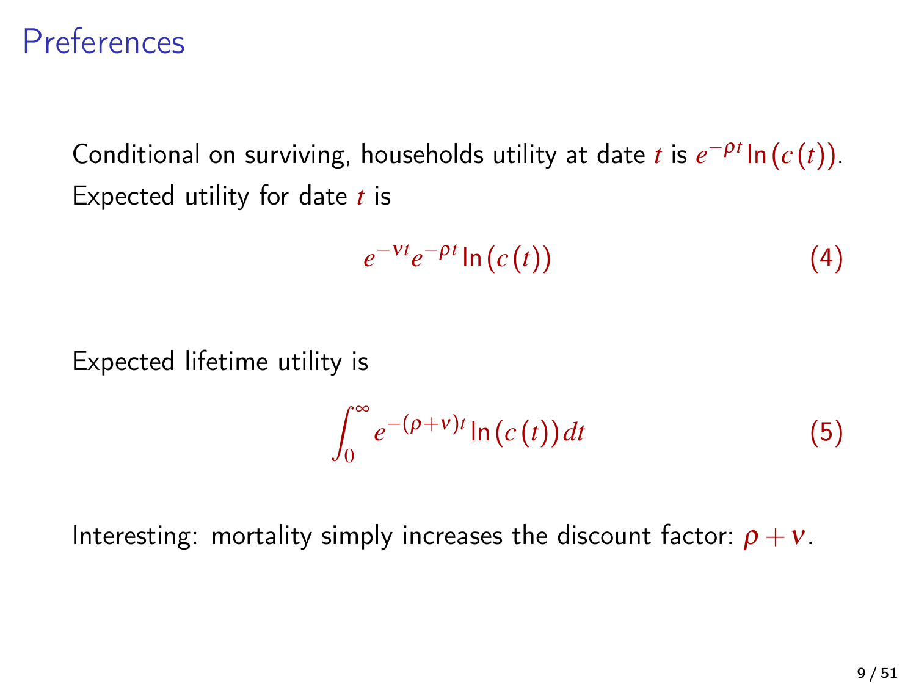# Preferences

Conditional on surviving, households utility at date $t$ is $e^{-\rho t}\ln(c(t))$.
Expected utility for date $t$ is

$$e^{-\nu t}e^{-\rho t}\ln(c(t)) \tag{4}$$

Expected lifetime utility is

$$\int_0^\infty e^{-(\rho+\nu)t}\ln(c(t))\,dt \tag{5}$$

Interesting: mortality simply increases the discount factor: $\rho + \nu$.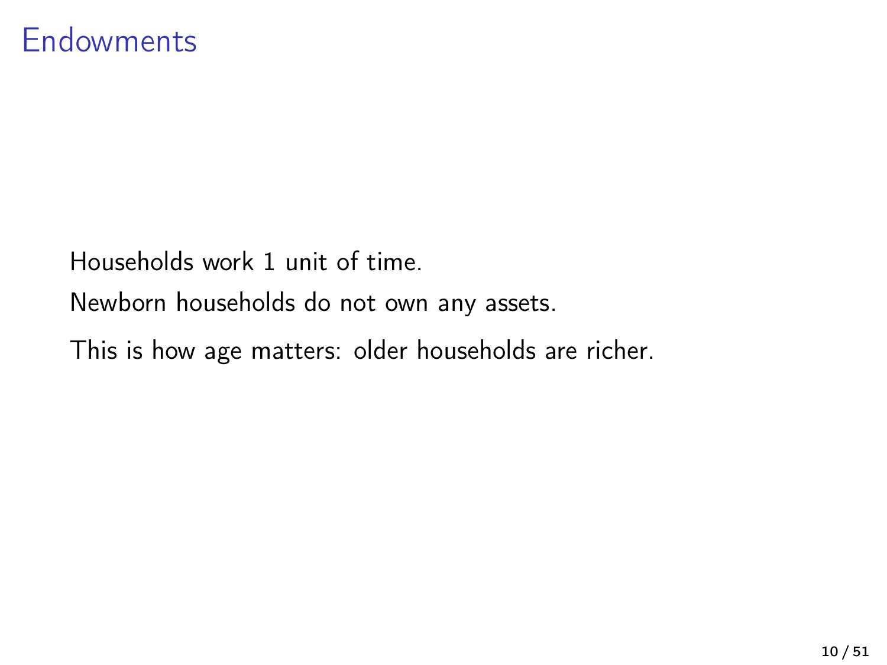# Endowments

Households work 1 unit of time.

Newborn households do not own any assets.

This is how age matters: older households are richer.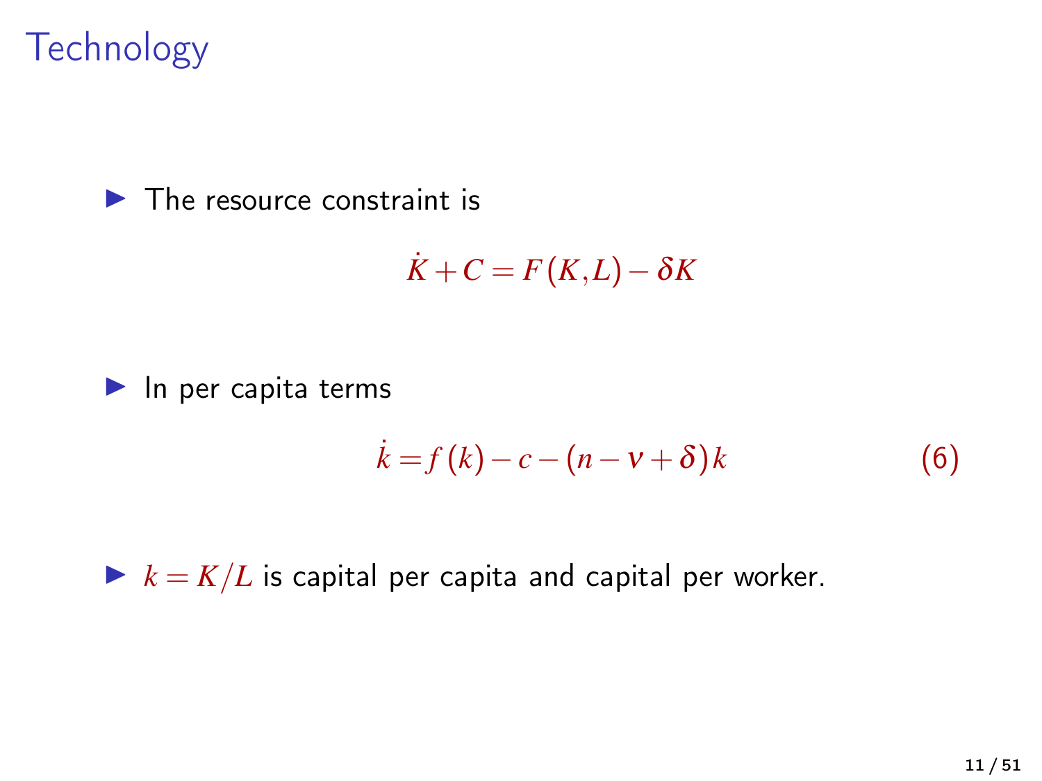# Technology

- The resource constraint is

$$\dot{K} + C = F(K,L) - \delta K$$

- In per capita terms

$$\dot{k} = f(k) - c - (n - \nu + \delta)k \tag{6}$$

- $k = K/L$ is capital per capita and capital per worker.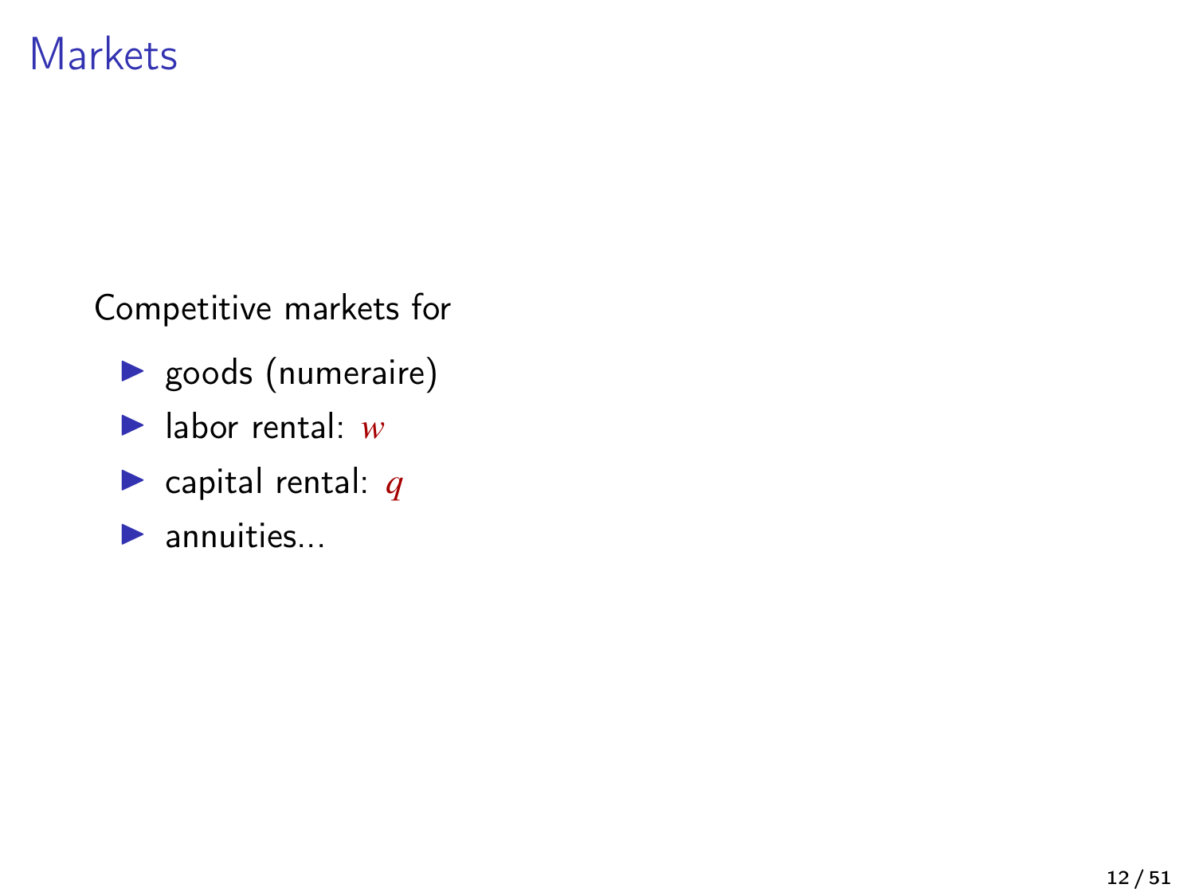# Markets

Competitive markets for

- goods (numeraire)
- labor rental: $w$
- capital rental: $q$
- annuities...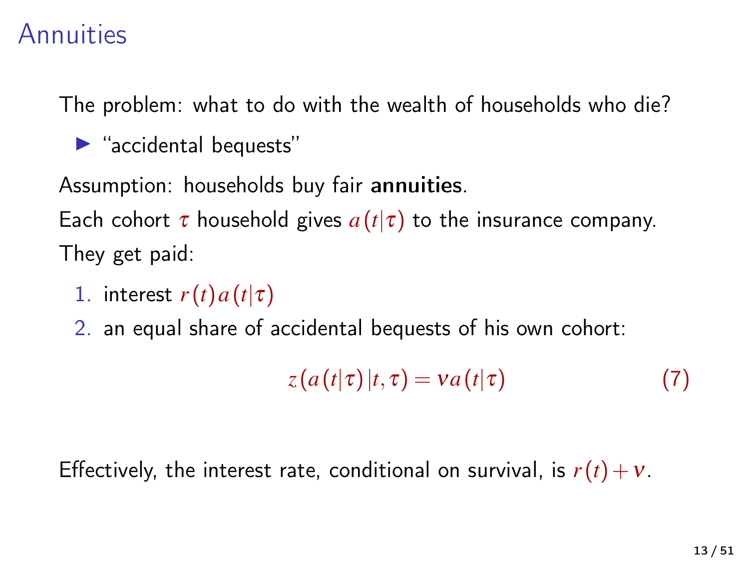# Annuities

The problem: what to do with the wealth of households who die?

- "accidental bequests"

Assumption: households buy fair **annuities**.

Each cohort $\tau$ household gives $a(t|\tau)$ to the insurance company.

They get paid:

1. interest $r(t)a(t|\tau)$
2. an equal share of accidental bequests of his own cohort:

$$z(a(t|\tau)|t,\tau) = \nu a(t|\tau) \tag{7}$$

Effectively, the interest rate, conditional on survival, is $r(t) + \nu$.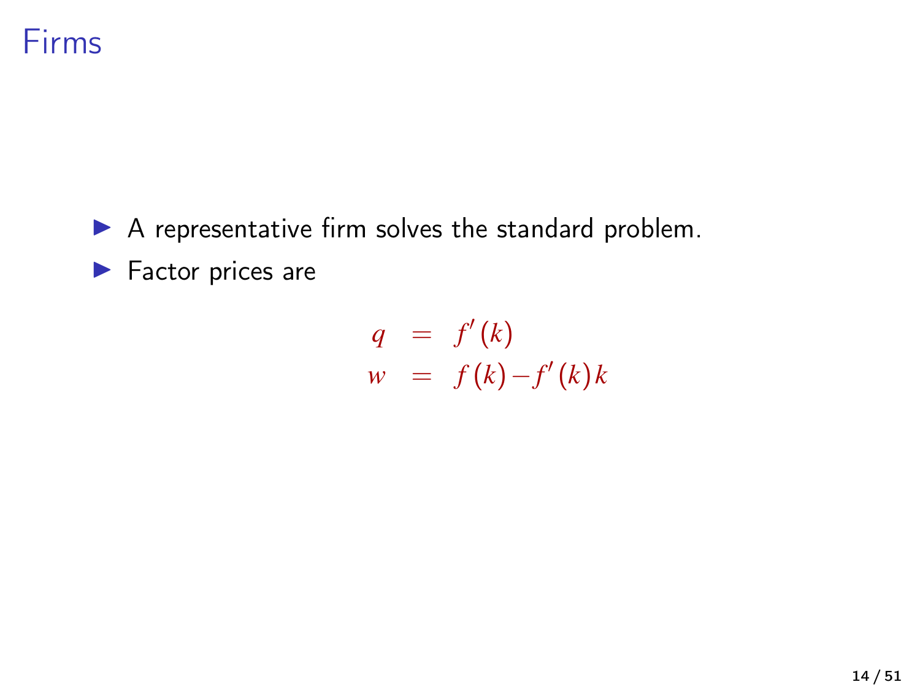# Firms

- A representative firm solves the standard problem.
- Factor prices are

$$
\begin{aligned}
q &= f'(k) \\
w &= f(k) - f'(k)k
\end{aligned}
$$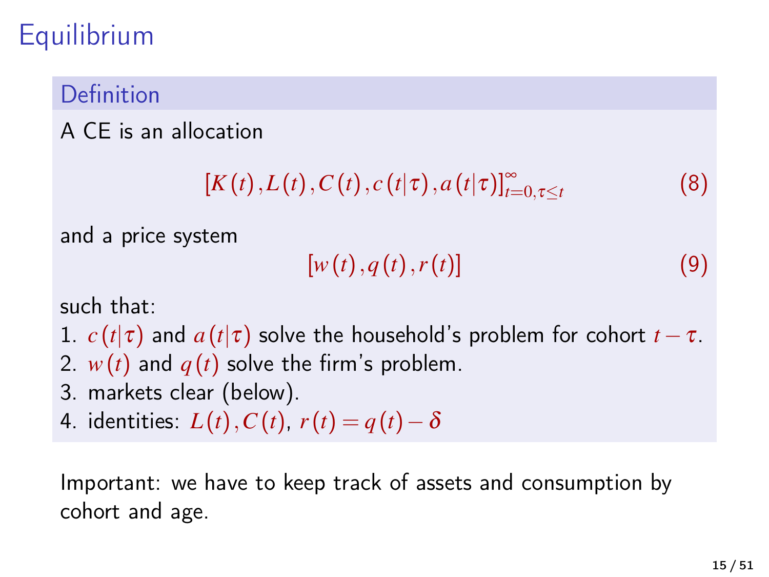# Equilibrium

### Definition

A CE is an allocation

$$[K(t), L(t), C(t), c(t|\tau), a(t|\tau)]_{t=0,\tau\leq t}^{\infty} \tag{8}$$

and a price system

$$[w(t), q(t), r(t)] \tag{9}$$

such that:

1. $c(t|\tau)$ and $a(t|\tau)$ solve the household's problem for cohort $t-\tau$.
2. $w(t)$ and $q(t)$ solve the firm's problem.
3. markets clear (below).
4. identities: $L(t), C(t)$, $r(t) = q(t) - \delta$

Important: we have to keep track of assets and consumption by cohort and age.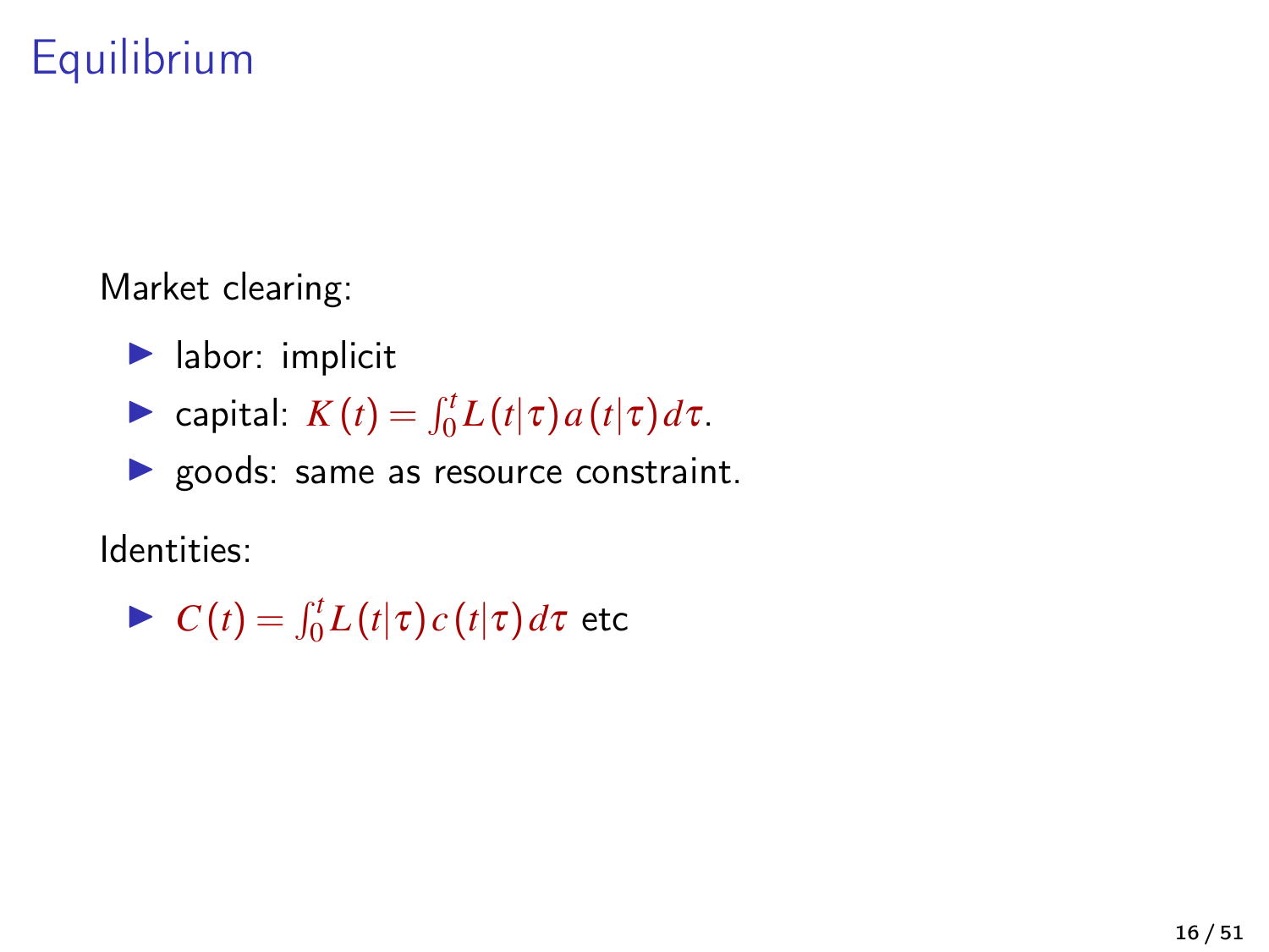# Equilibrium

Market clearing:

- labor: implicit
- capital: $K(t) = \int_0^t L(t|\tau) a(t|\tau) d\tau$.
- goods: same as resource constraint.

Identities:

- $C(t) = \int_0^t L(t|\tau) c(t|\tau) d\tau$ etc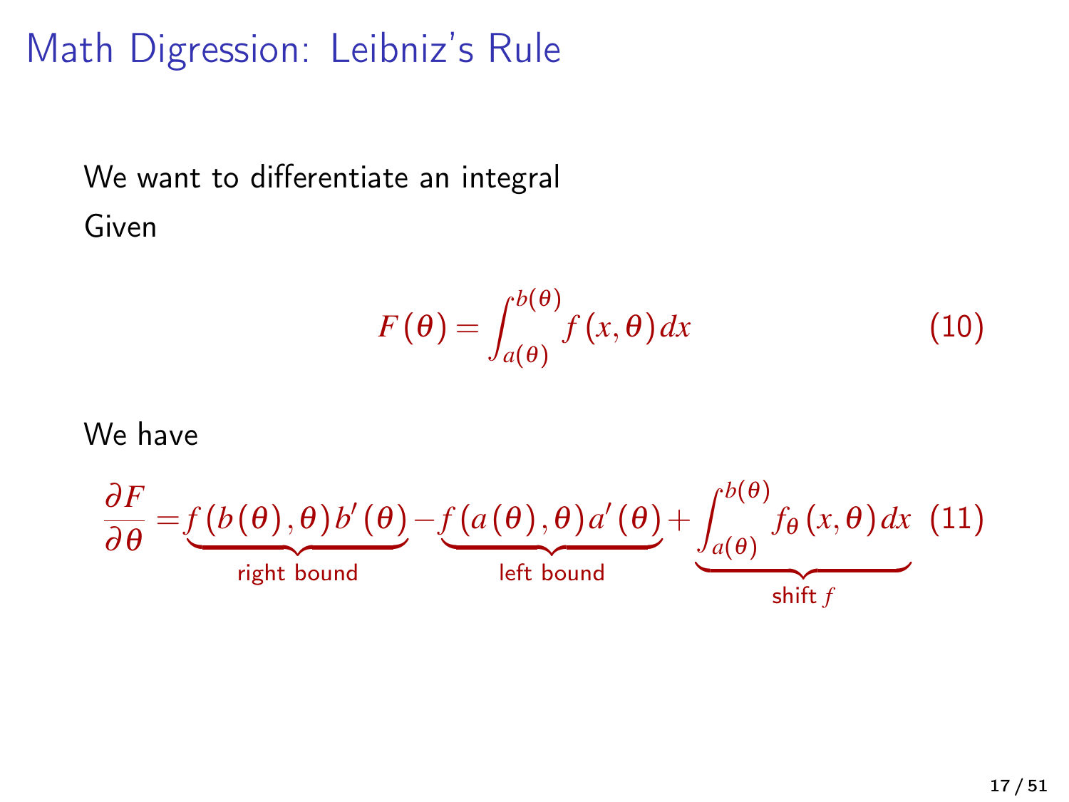# Math Digression: Leibniz's Rule

We want to differentiate an integral

Given

$$F(\theta) = \int_{a(\theta)}^{b(\theta)} f(x, \theta)\, dx \tag{10}$$

We have

$$\frac{\partial F}{\partial \theta} = \underbrace{f(b(\theta), \theta)\, b'(\theta)}_{\text{right bound}} - \underbrace{f(a(\theta), \theta)\, a'(\theta)}_{\text{left bound}} + \underbrace{\int_{a(\theta)}^{b(\theta)} f_\theta(x, \theta)\, dx}_{\text{shift } f} \tag{11}$$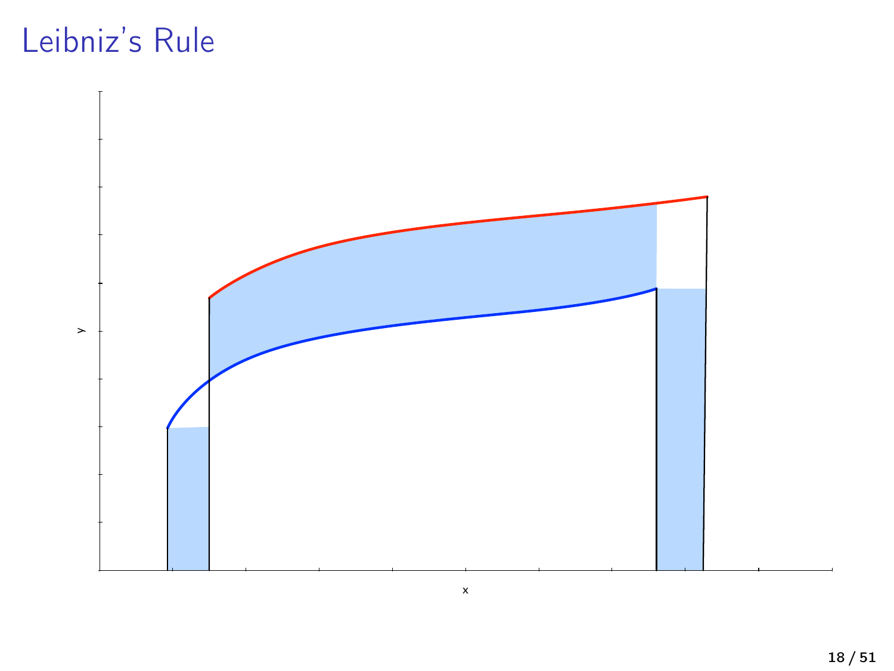# Leibniz's Rule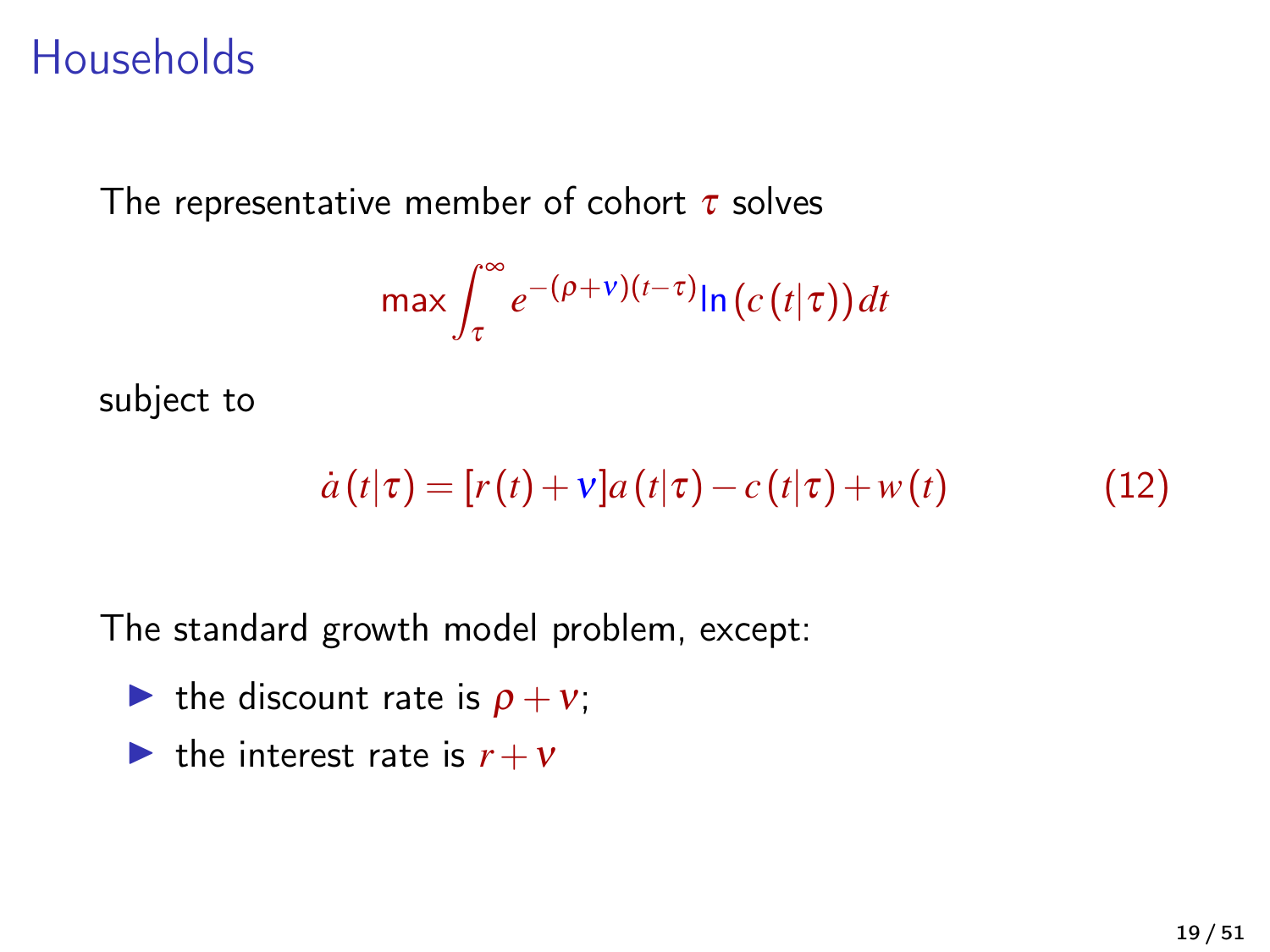# Households

The representative member of cohort $\tau$ solves

$$\max \int_{\tau}^{\infty} e^{-(\rho+\nu)(t-\tau)} \ln (c(t|\tau)) \, dt$$

subject to

$$\dot{a}(t|\tau) = [r(t) + \nu] a(t|\tau) - c(t|\tau) + w(t) \tag{12}$$

The standard growth model problem, except:

- the discount rate is $\rho + \nu$;
- the interest rate is $r + \nu$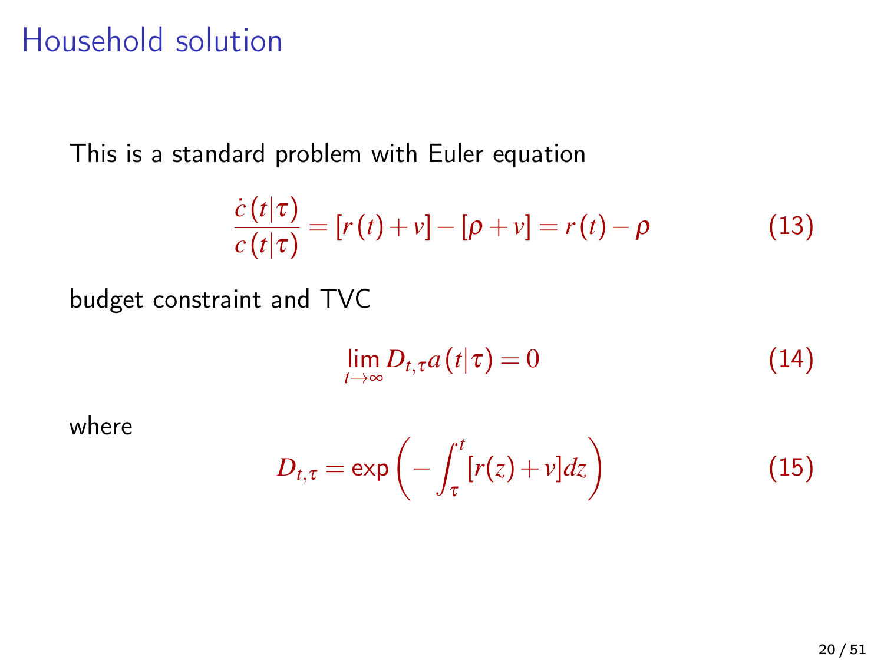# Household solution

This is a standard problem with Euler equation

$$\frac{\dot{c}(t|\tau)}{c(t|\tau)} = [r(t) + v] - [\rho + v] = r(t) - \rho \tag{13}$$

budget constraint and TVC

$$\lim_{t \to \infty} D_{t,\tau} a(t|\tau) = 0 \tag{14}$$

where

$$D_{t,\tau} = \exp\left(-\int_{\tau}^{t} [r(z) + v] dz\right) \tag{15}$$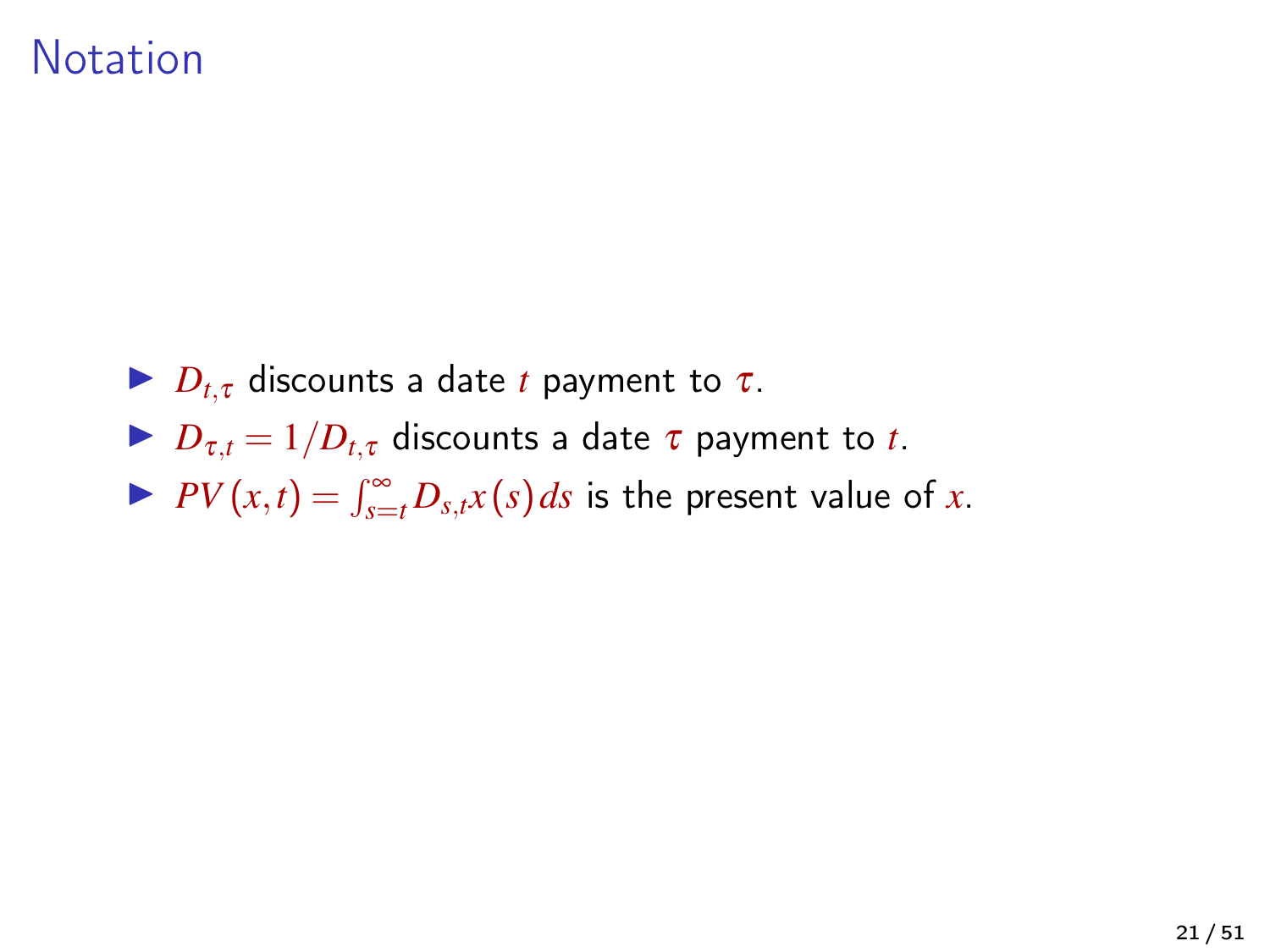# Notation

- $D_{t,\tau}$ discounts a date $t$ payment to $\tau$.
- $D_{\tau,t} = 1/D_{t,\tau}$ discounts a date $\tau$ payment to $t$.
- $PV(x,t) = \int_{s=t}^{\infty} D_{s,t} x(s) \, ds$ is the present value of $x$.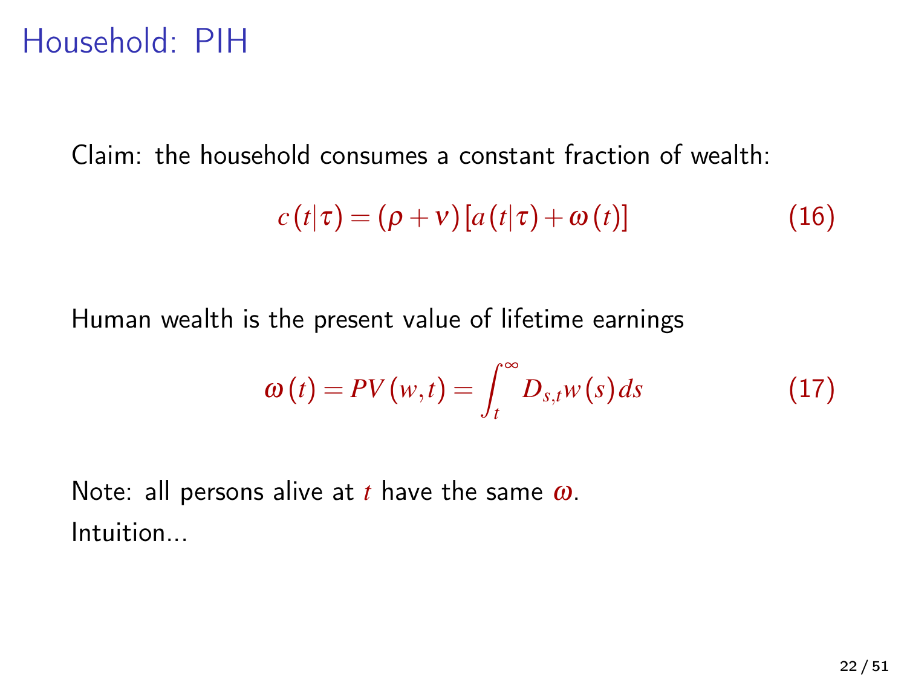# Household: PIH

Claim: the household consumes a constant fraction of wealth:

$$c(t|\tau) = (\rho + \nu)\left[a(t|\tau) + \omega(t)\right] \tag{16}$$

Human wealth is the present value of lifetime earnings

$$\omega(t) = PV(w,t) = \int_t^\infty D_{s,t} w(s)\, ds \tag{17}$$

Note: all persons alive at $t$ have the same $\omega$.

Intuition...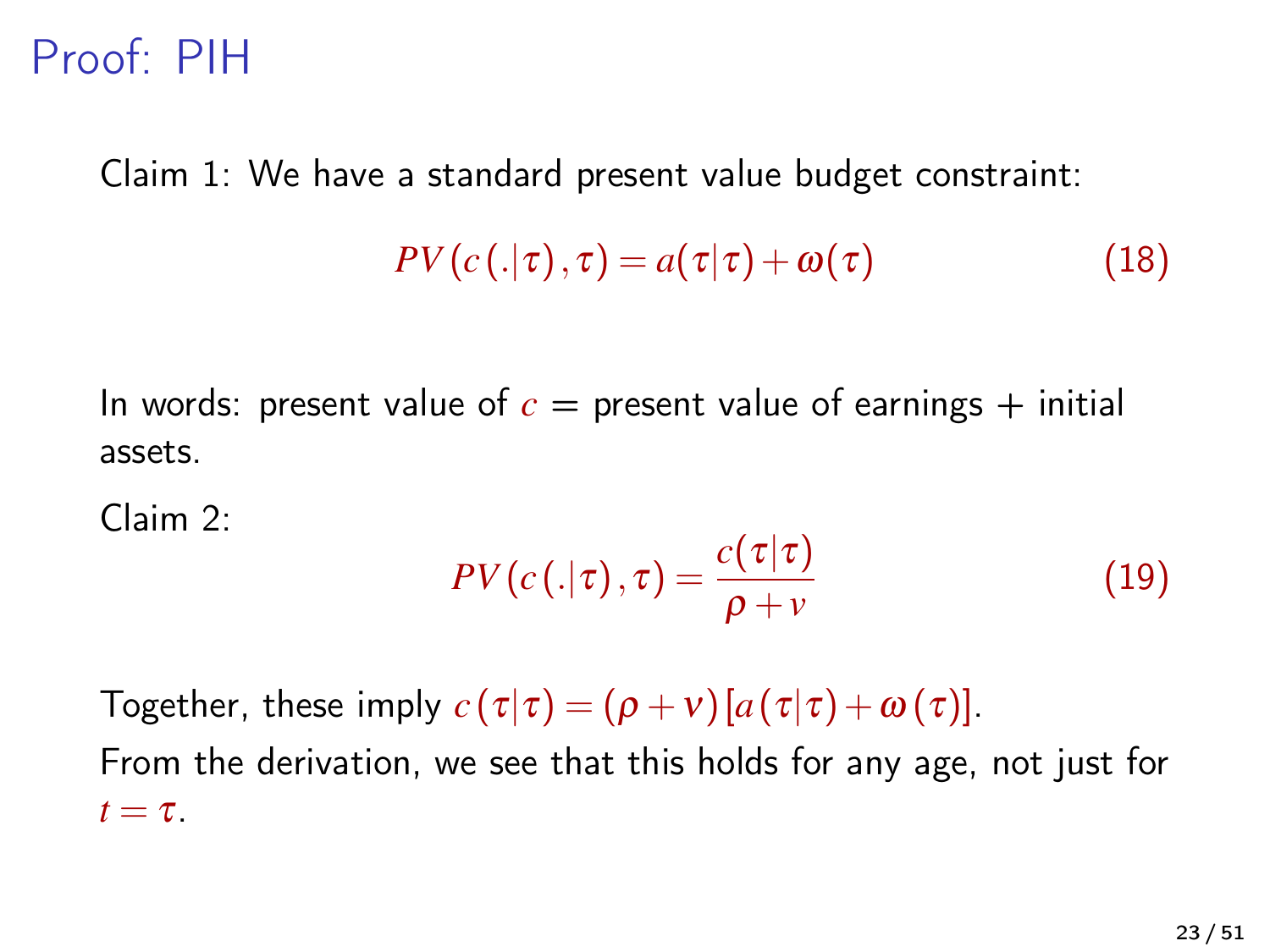# Proof: PIH

Claim 1: We have a standard present value budget constraint:

$$PV(c(.|\tau),\tau) = a(\tau|\tau) + \omega(\tau) \tag{18}$$

In words: present value of $c$ = present value of earnings + initial assets.

Claim 2:

$$PV(c(.|\tau),\tau) = \frac{c(\tau|\tau)}{\rho + v} \tag{19}$$

Together, these imply $c(\tau|\tau) = (\rho + v)[a(\tau|\tau) + \omega(\tau)]$.

From the derivation, we see that this holds for any age, not just for $t = \tau$.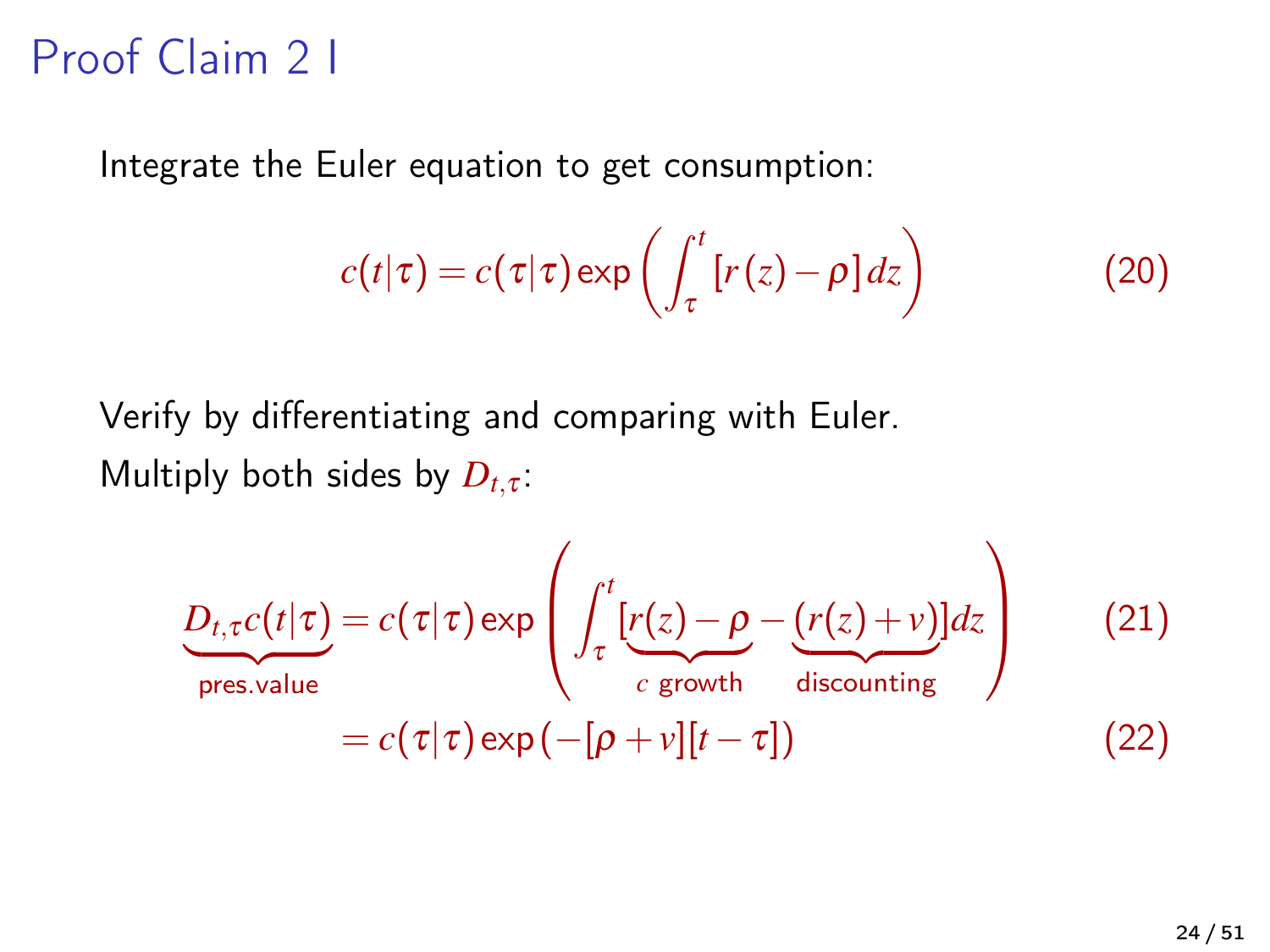# Proof Claim 2 I

Integrate the Euler equation to get consumption:

$$c(t|\tau) = c(\tau|\tau) \exp\left(\int_{\tau}^{t} [r(z) - \rho] \, dz\right) \tag{20}$$

Verify by differentiating and comparing with Euler.

Multiply both sides by $D_{t,\tau}$:

$$\underbrace{D_{t,\tau} c(t|\tau)}_{\text{pres.value}} = c(\tau|\tau) \exp\left(\int_{\tau}^{t} [\underbrace{r(z) - \rho}_{c \text{ growth}} - \underbrace{(r(z) + v)}_{\text{discounting}}] dz\right) \tag{21}$$

$$= c(\tau|\tau) \exp\left(-[\rho + v][t - \tau]\right) \tag{22}$$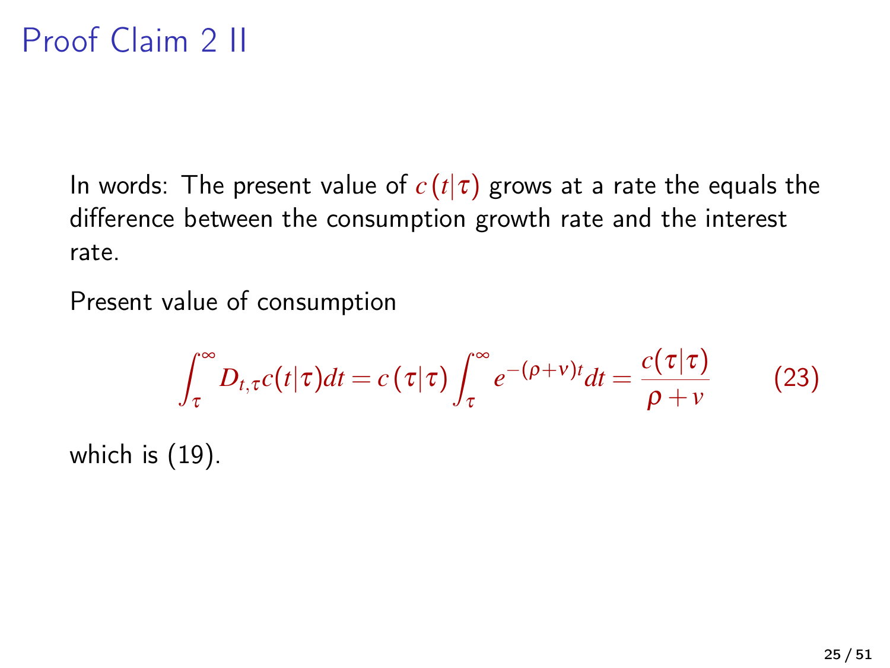# Proof Claim 2 II

In words: The present value of $c(t|\tau)$ grows at a rate the equals the difference between the consumption growth rate and the interest rate.

Present value of consumption

$$\int_{\tau}^{\infty} D_{t,\tau} c(t|\tau) dt = c(\tau|\tau) \int_{\tau}^{\infty} e^{-(\rho+v)t} dt = \frac{c(\tau|\tau)}{\rho + v} \tag{23}$$

which is (19).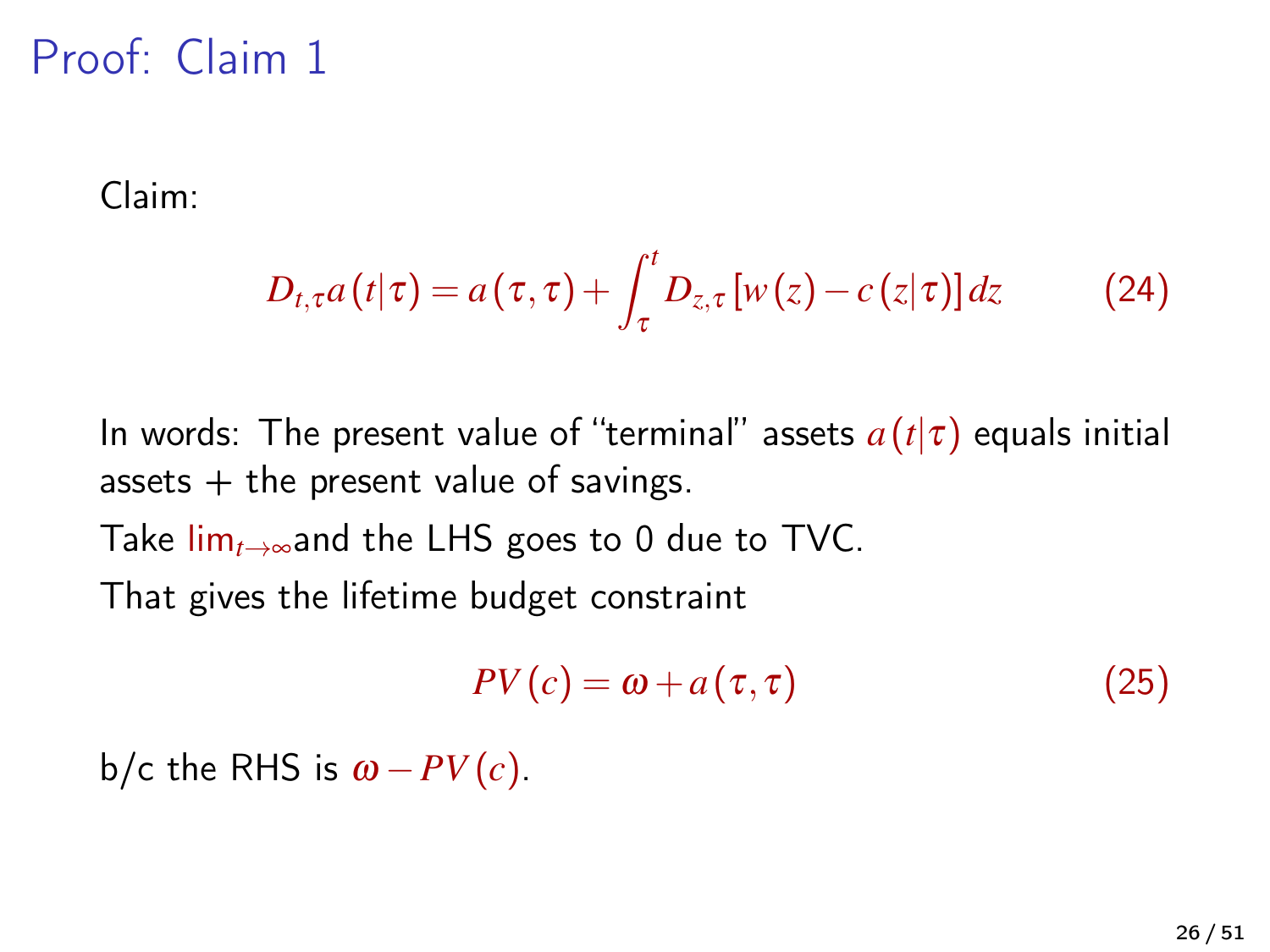# Proof: Claim 1

Claim:

$$D_{t,\tau} a(t|\tau) = a(\tau,\tau) + \int_{\tau}^{t} D_{z,\tau} [w(z) - c(z|\tau)] dz \tag{24}$$

In words: The present value of "terminal" assets $a(t|\tau)$ equals initial assets + the present value of savings.

Take $\lim_{t\to\infty}$ and the LHS goes to 0 due to TVC.

That gives the lifetime budget constraint

$$PV(c) = \omega + a(\tau,\tau) \tag{25}$$

b/c the RHS is $\omega - PV(c)$.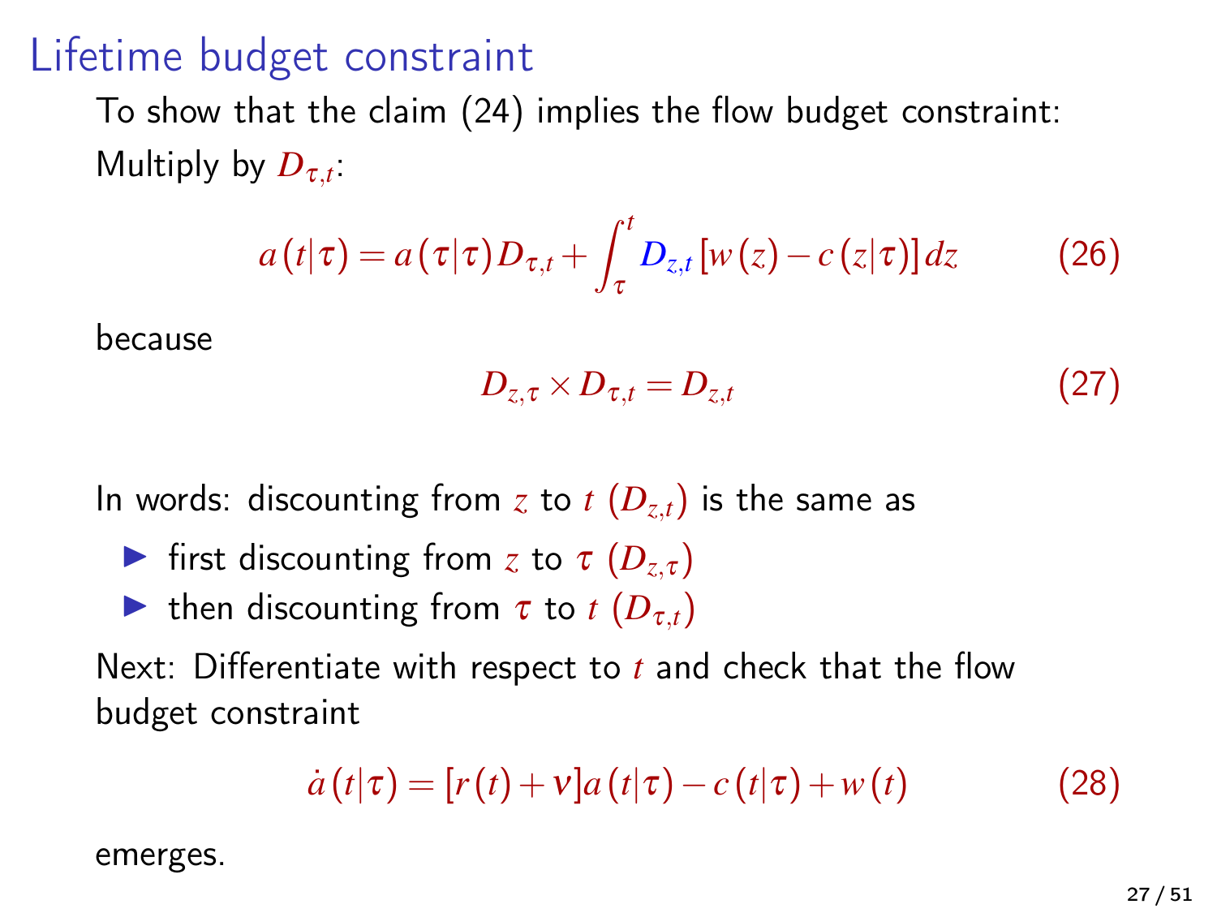# Lifetime budget constraint

To show that the claim (24) implies the flow budget constraint:
Multiply by $D_{\tau,t}$:

$$a(t|\tau) = a(\tau|\tau)D_{\tau,t} + \int_{\tau}^{t} D_{z,t}\left[w(z) - c(z|\tau)\right]dz \tag{26}$$

because

$$D_{z,\tau} \times D_{\tau,t} = D_{z,t} \tag{27}$$

In words: discounting from $z$ to $t$ ($D_{z,t}$) is the same as

- first discounting from $z$ to $\tau$ ($D_{z,\tau}$)
- then discounting from $\tau$ to $t$ ($D_{\tau,t}$)

Next: Differentiate with respect to $t$ and check that the flow budget constraint

$$\dot{a}(t|\tau) = [r(t) + \nu]a(t|\tau) - c(t|\tau) + w(t) \tag{28}$$

emerges.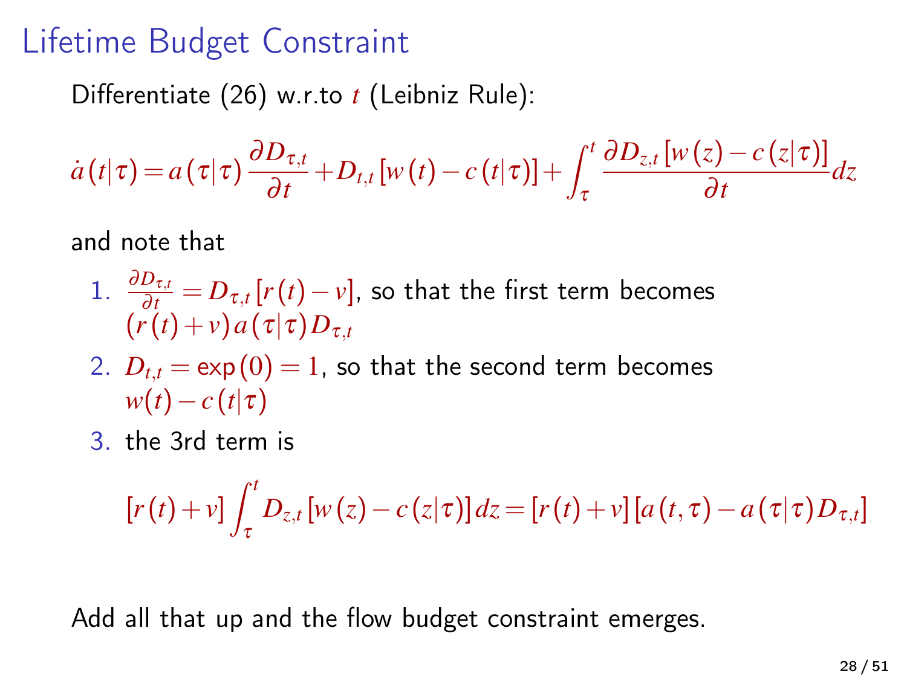# Lifetime Budget Constraint

Differentiate (26) w.r.to $t$ (Leibniz Rule):

$$\dot{a}(t|\tau) = a(\tau|\tau)\frac{\partial D_{\tau,t}}{\partial t} + D_{t,t}[w(t) - c(t|\tau)] + \int_{\tau}^{t} \frac{\partial D_{z,t}[w(z) - c(z|\tau)]}{\partial t} dz$$

and note that

1. $\frac{\partial D_{\tau,t}}{\partial t} = D_{\tau,t}[r(t) - v]$, so that the first term becomes $(r(t) + v)a(\tau|\tau)D_{\tau,t}$
2. $D_{t,t} = \exp(0) = 1$, so that the second term becomes $w(t) - c(t|\tau)$
3. the 3rd term is

$$[r(t) + v]\int_{\tau}^{t} D_{z,t}[w(z) - c(z|\tau)]dz = [r(t) + v][a(t,\tau) - a(\tau|\tau)D_{\tau,t}]$$

Add all that up and the flow budget constraint emerges.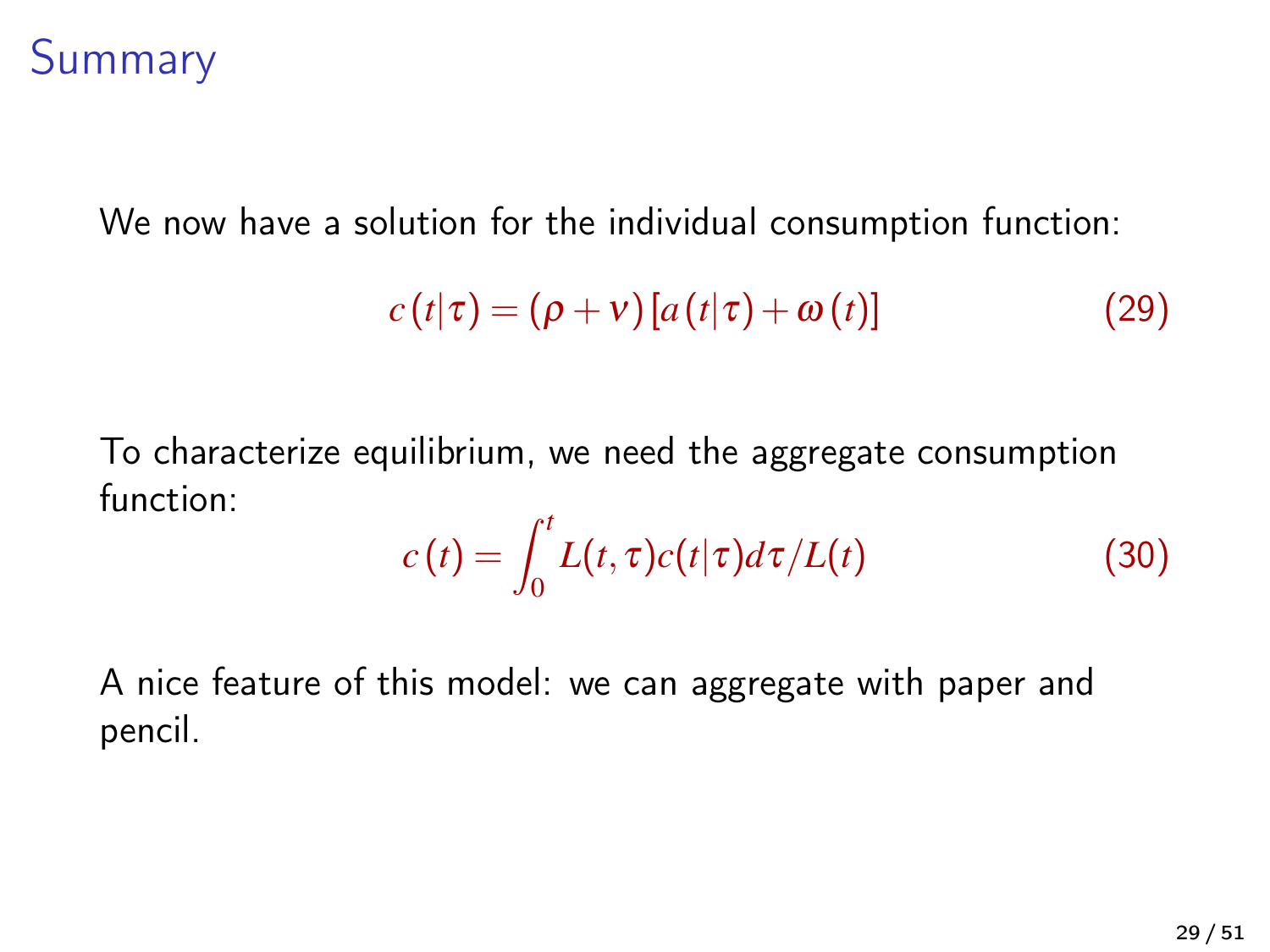# Summary

We now have a solution for the individual consumption function:

$$c(t|\tau) = (\rho + \nu)[a(t|\tau) + \omega(t)] \tag{29}$$

To characterize equilibrium, we need the aggregate consumption function:

$$c(t) = \int_0^t L(t,\tau)c(t|\tau)d\tau / L(t) \tag{30}$$

A nice feature of this model: we can aggregate with paper and pencil.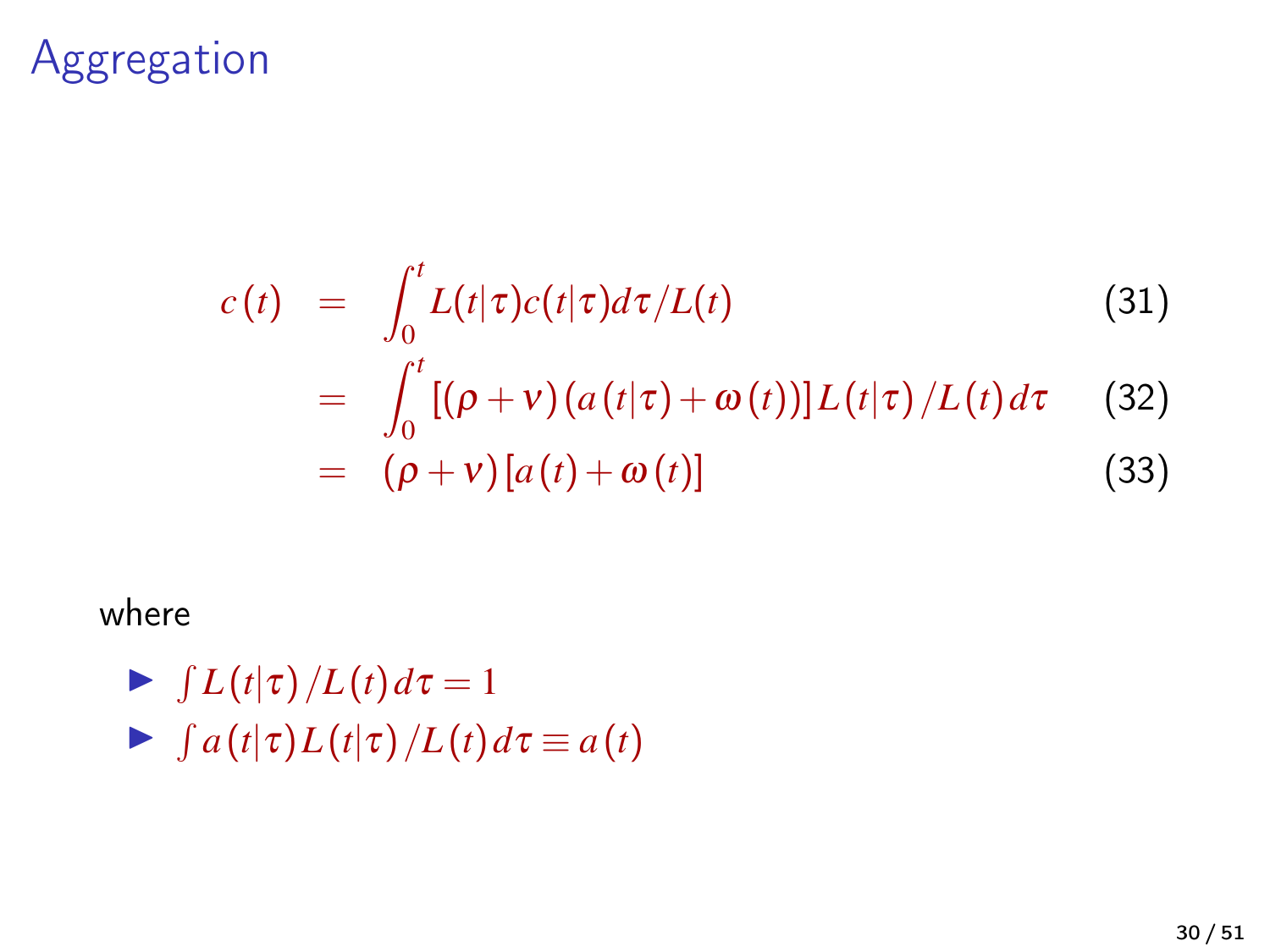# Aggregation

$$
\begin{aligned}
c(t) &= \int_0^t L(t|\tau)c(t|\tau)d\tau / L(t) && (31)\\
&= \int_0^t \left[(\rho+\nu)(a(t|\tau)+\omega(t))\right] L(t|\tau)/L(t)\, d\tau && (32)\\
&= (\rho+\nu)\left[a(t)+\omega(t)\right] && (33)
\end{aligned}
$$

where

- $\int L(t|\tau)/L(t)\, d\tau = 1$
- $\int a(t|\tau) L(t|\tau)/L(t)\, d\tau \equiv a(t)$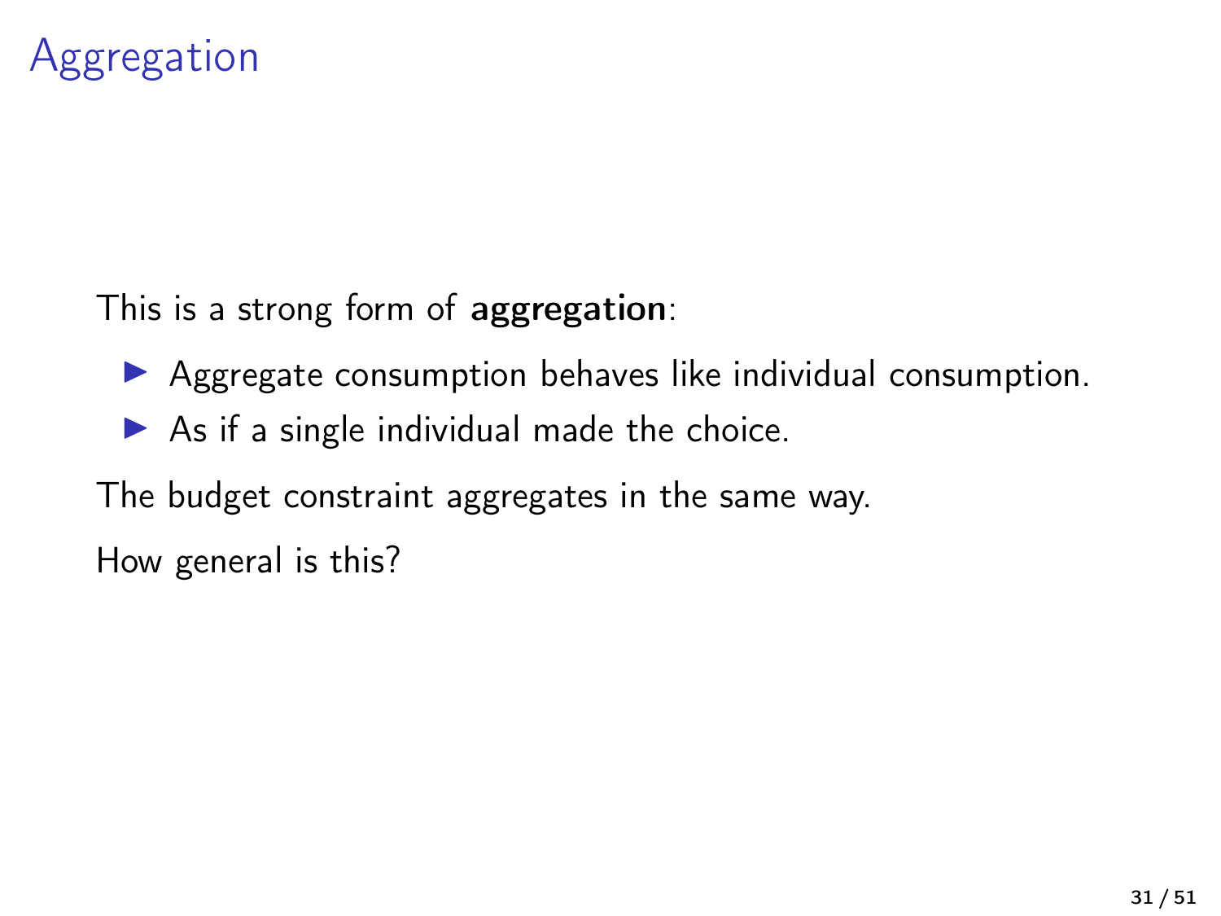# Aggregation

This is a strong form of **aggregation**:

- Aggregate consumption behaves like individual consumption.
- As if a single individual made the choice.

The budget constraint aggregates in the same way.

How general is this?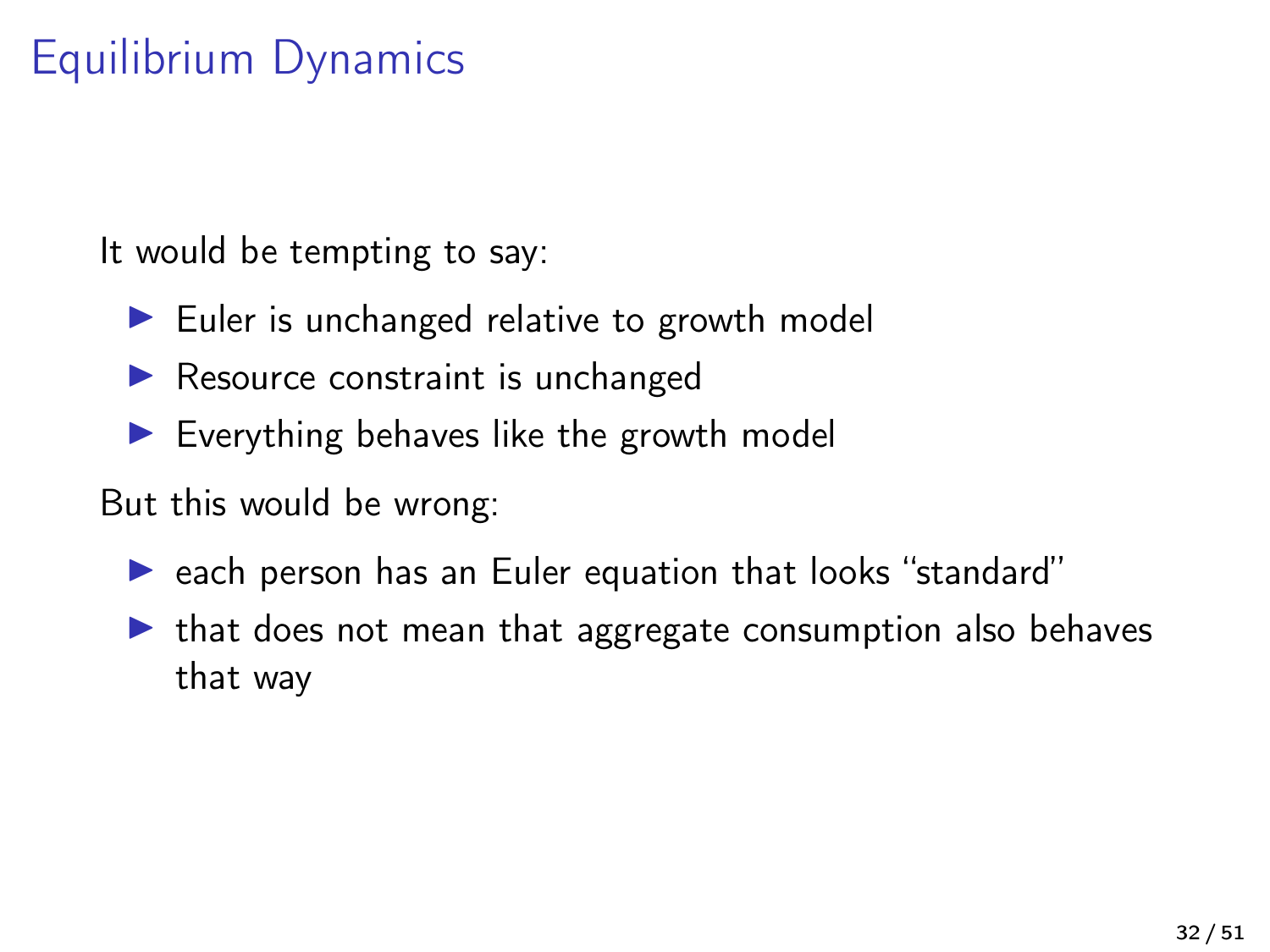# Equilibrium Dynamics

It would be tempting to say:

- Euler is unchanged relative to growth model
- Resource constraint is unchanged
- Everything behaves like the growth model

But this would be wrong:

- each person has an Euler equation that looks "standard"
- that does not mean that aggregate consumption also behaves that way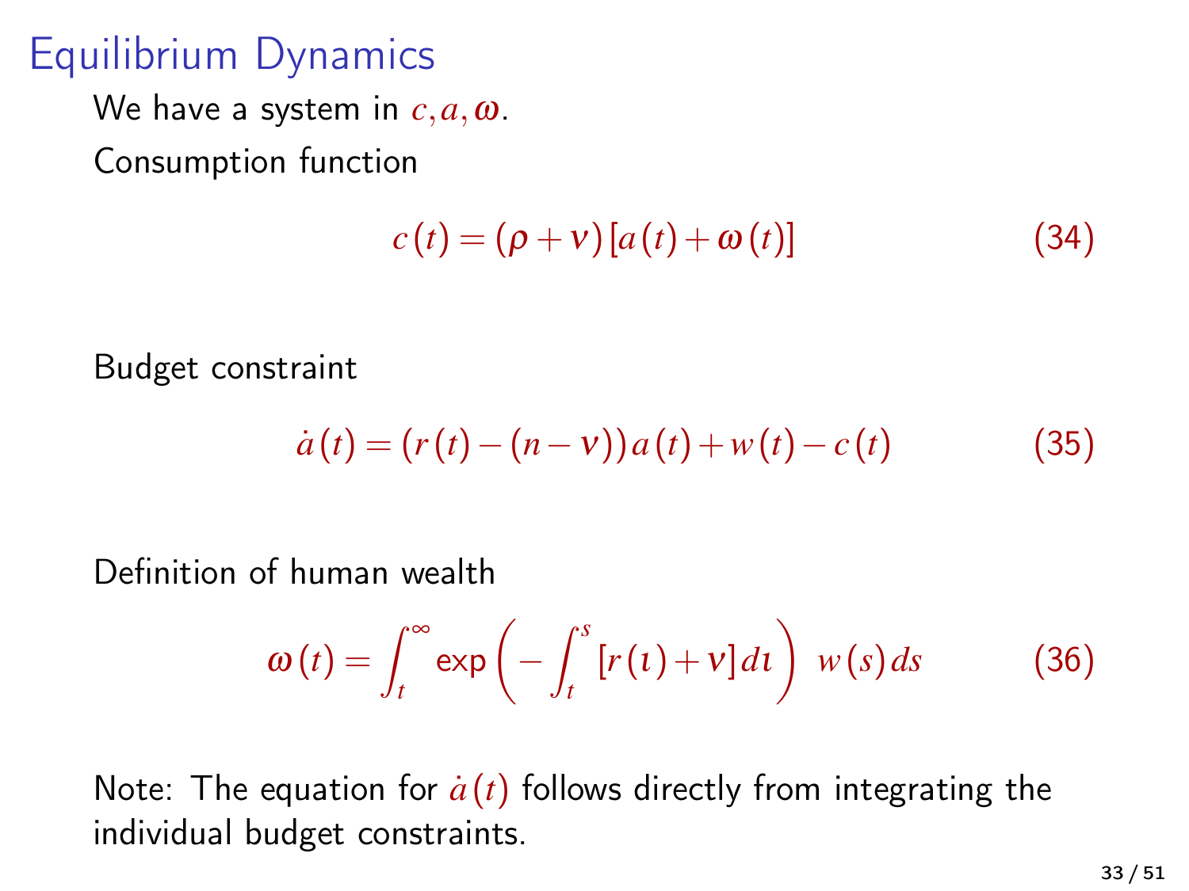# Equilibrium Dynamics

We have a system in $c, a, \omega$.

Consumption function

$$c(t) = (\rho + \nu)[a(t) + \omega(t)] \tag{34}$$

Budget constraint

$$\dot{a}(t) = (r(t) - (n - \nu))a(t) + w(t) - c(t) \tag{35}$$

Definition of human wealth

$$\omega(t) = \int_t^\infty \exp\left(-\int_t^s [r(\iota) + \nu]\, d\iota\right) \, w(s)\, ds \tag{36}$$

Note: The equation for $\dot{a}(t)$ follows directly from integrating the individual budget constraints.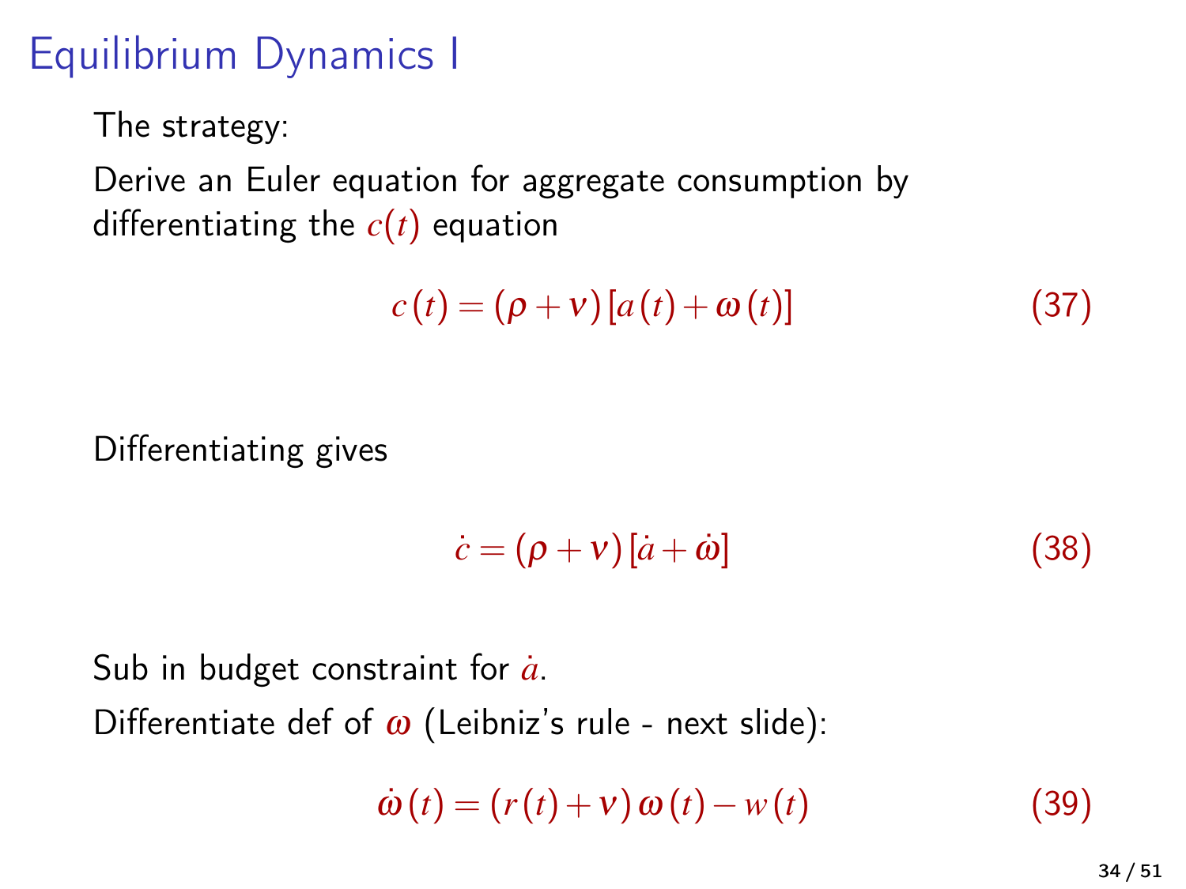# Equilibrium Dynamics I

The strategy:

Derive an Euler equation for aggregate consumption by differentiating the $c(t)$ equation

$$c(t) = (\rho + \nu)[a(t) + \omega(t)] \tag{37}$$

Differentiating gives

$$\dot{c} = (\rho + \nu)[\dot{a} + \dot{\omega}] \tag{38}$$

Sub in budget constraint for $\dot{a}$.

Differentiate def of $\omega$ (Leibniz's rule - next slide):

$$\dot{\omega}(t) = (r(t) + \nu)\,\omega(t) - w(t) \tag{39}$$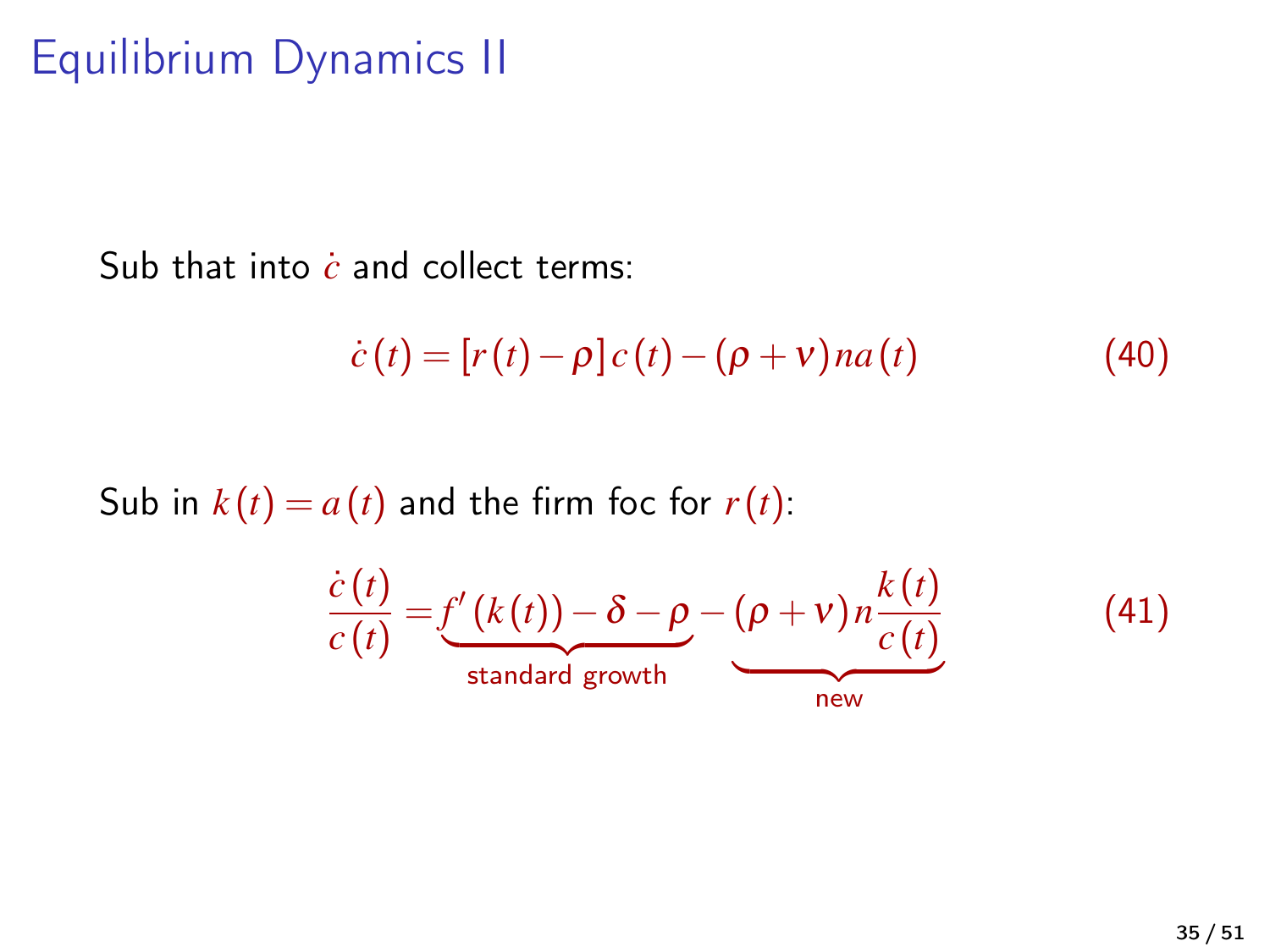# Equilibrium Dynamics II

Sub that into $\dot{c}$ and collect terms:

$$\dot{c}(t) = [r(t) - \rho]\, c(t) - (\rho + \nu)\, n a(t) \tag{40}$$

Sub in $k(t) = a(t)$ and the firm foc for $r(t)$:

$$\frac{\dot{c}(t)}{c(t)} = \underbrace{f'(k(t)) - \delta - \rho}_{\text{standard growth}} - \underbrace{(\rho + \nu)\, n \frac{k(t)}{c(t)}}_{\text{new}} \tag{41}$$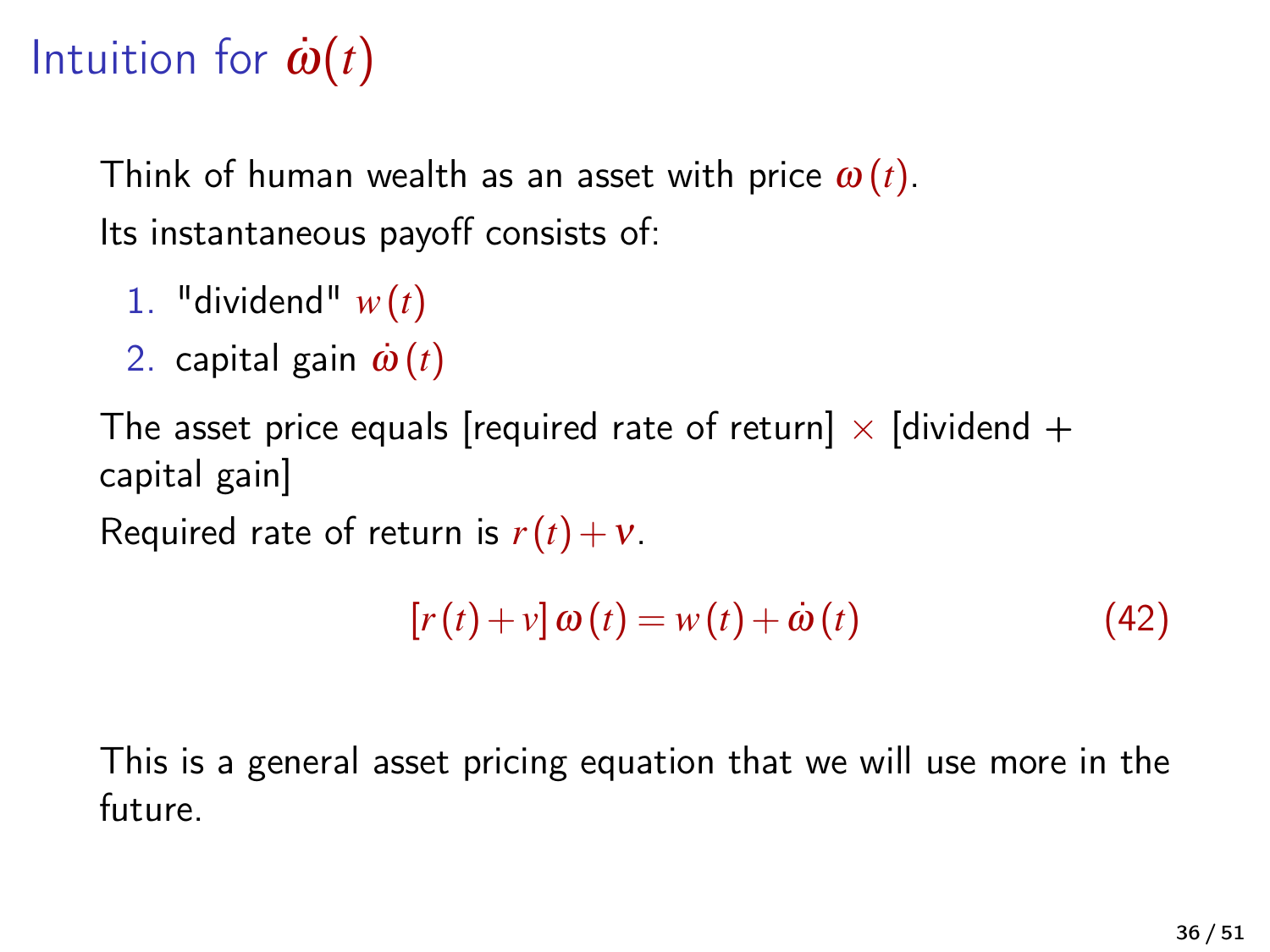# Intuition for $\dot{\omega}(t)$

Think of human wealth as an asset with price $\omega(t)$.

Its instantaneous payoff consists of:

1. "dividend" $w(t)$
2. capital gain $\dot{\omega}(t)$

The asset price equals [required rate of return] $\times$ [dividend + capital gain]

Required rate of return is $r(t) + \nu$.

$$[r(t) + v]\,\omega(t) = w(t) + \dot{\omega}(t) \tag{42}$$

This is a general asset pricing equation that we will use more in the future.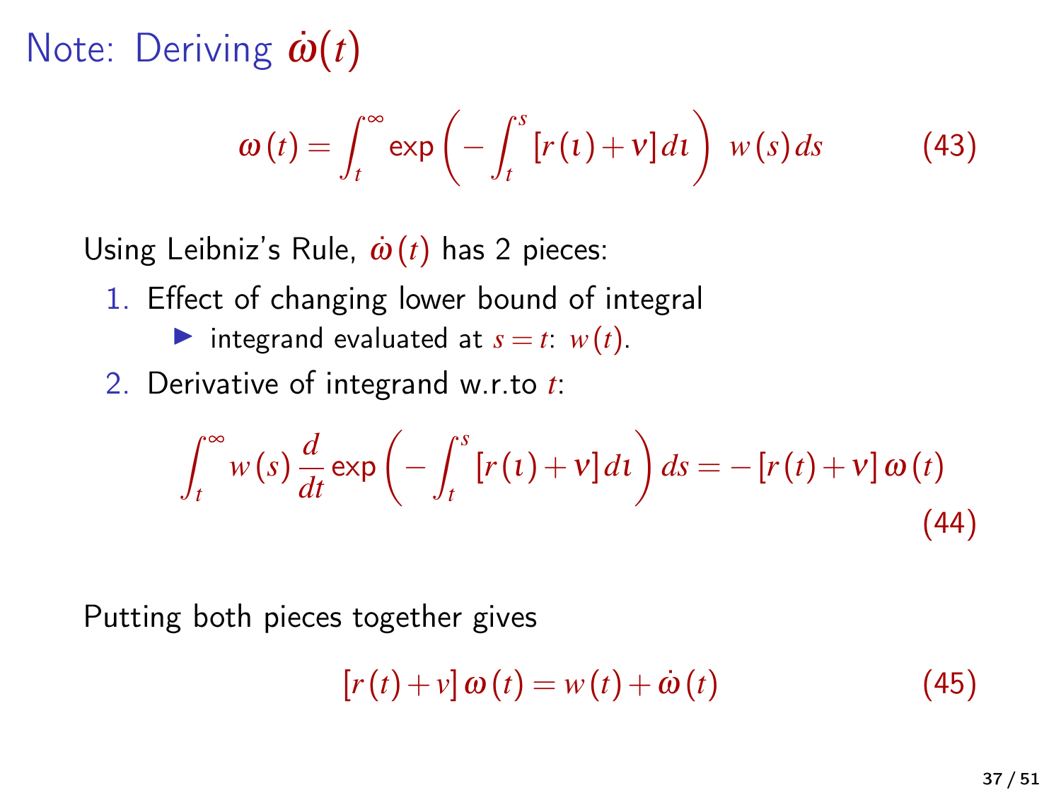# Note: Deriving $\dot{\omega}(t)$

$$\omega(t) = \int_t^\infty \exp\left(-\int_t^s [r(\iota) + v] \, d\iota\right) \, w(s) \, ds \tag{43}$$

Using Leibniz's Rule, $\dot{\omega}(t)$ has 2 pieces:

1. Effect of changing lower bound of integral
   - integrand evaluated at $s = t$: $w(t)$.
2. Derivative of integrand w.r.to $t$:

$$\int_t^\infty w(s) \frac{d}{dt} \exp\left(-\int_t^s [r(\iota) + v] \, d\iota\right) ds = -[r(t) + v] \, \omega(t) \tag{44}$$

Putting both pieces together gives

$$[r(t) + v] \, \omega(t) = w(t) + \dot{\omega}(t) \tag{45}$$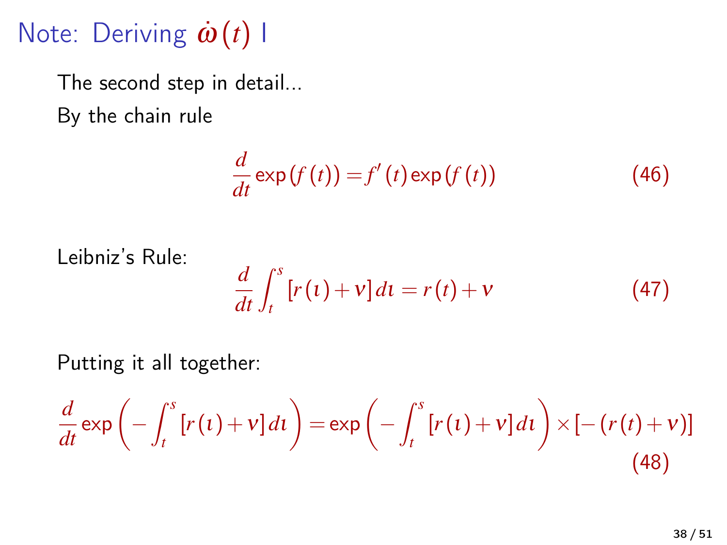# Note: Deriving $\dot{\omega}(t)$ I

The second step in detail...

By the chain rule

$$\frac{d}{dt}\exp(f(t)) = f'(t)\exp(f(t)) \tag{46}$$

Leibniz's Rule:

$$\frac{d}{dt}\int_t^s [r(\iota)+\nu]\,d\iota = r(t)+\nu \tag{47}$$

Putting it all together:

$$\frac{d}{dt}\exp\left(-\int_t^s [r(\iota)+\nu]\,d\iota\right) = \exp\left(-\int_t^s [r(\iota)+\nu]\,d\iota\right)\times[-(r(t)+\nu)] \tag{48}$$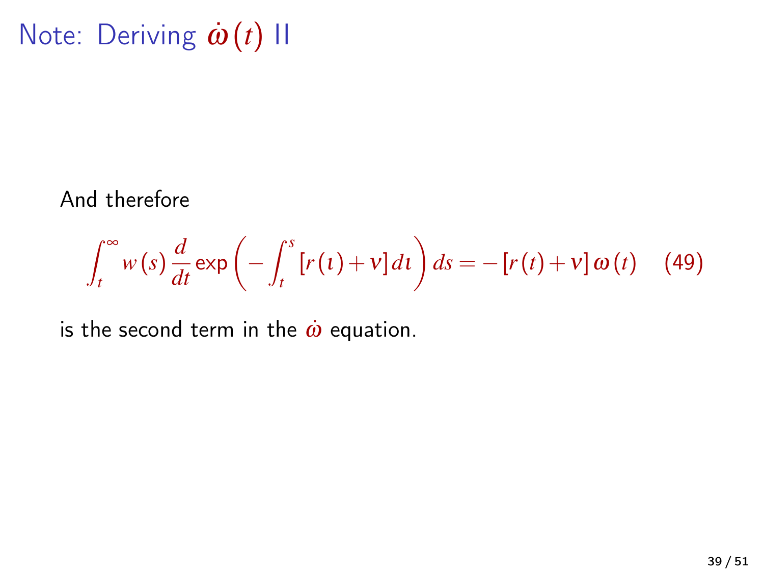# Note: Deriving $\dot{\omega}(t)$ II

And therefore

$$\int_t^\infty w(s)\,\frac{d}{dt}\exp\left(-\int_t^s [r(\iota)+\nu]\,d\iota\right)ds = -[r(t)+\nu]\,\omega(t) \quad (49)$$

is the second term in the $\dot{\omega}$ equation.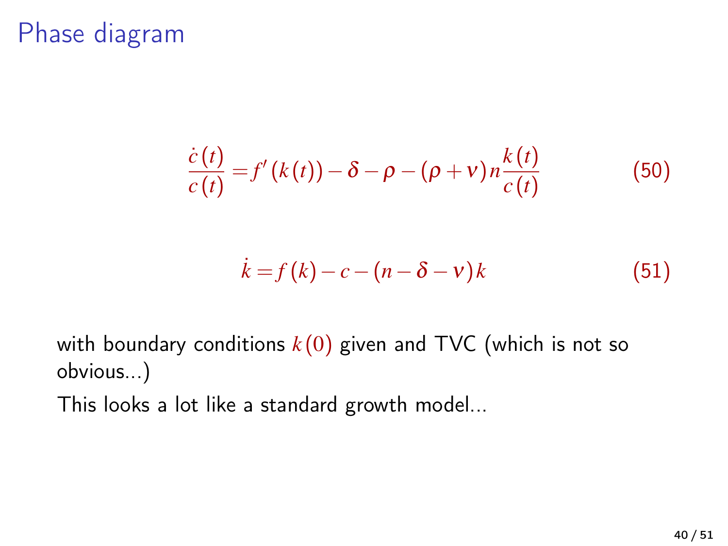# Phase diagram

$$\frac{\dot{c}(t)}{c(t)} = f'(k(t)) - \delta - \rho - (\rho + \nu) n \frac{k(t)}{c(t)} \tag{50}$$

$$\dot{k} = f(k) - c - (n - \delta - \nu) k \tag{51}$$

with boundary conditions $k(0)$ given and TVC (which is not so obvious...)

This looks a lot like a standard growth model...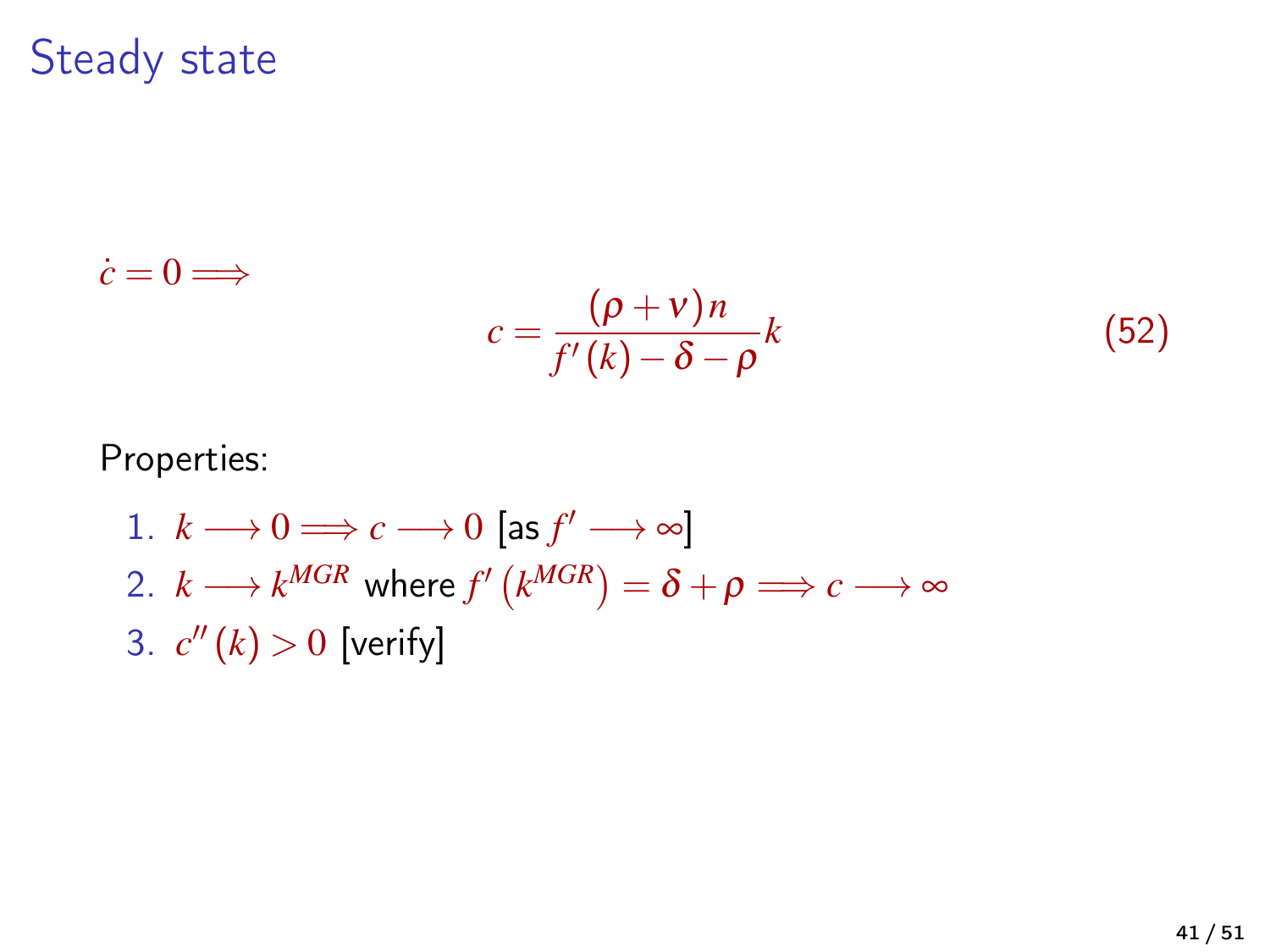# Steady state

$\dot{c} = 0 \Longrightarrow$

$$c = \frac{(\rho + \nu) n}{f'(k) - \delta - \rho} k \tag{52}$$

Properties:

1. $k \longrightarrow 0 \Longrightarrow c \longrightarrow 0$ [as $f' \longrightarrow \infty$]
2. $k \longrightarrow k^{MGR}$ where $f'\left(k^{MGR}\right) = \delta + \rho \Longrightarrow c \longrightarrow \infty$
3. $c''(k) > 0$ [verify]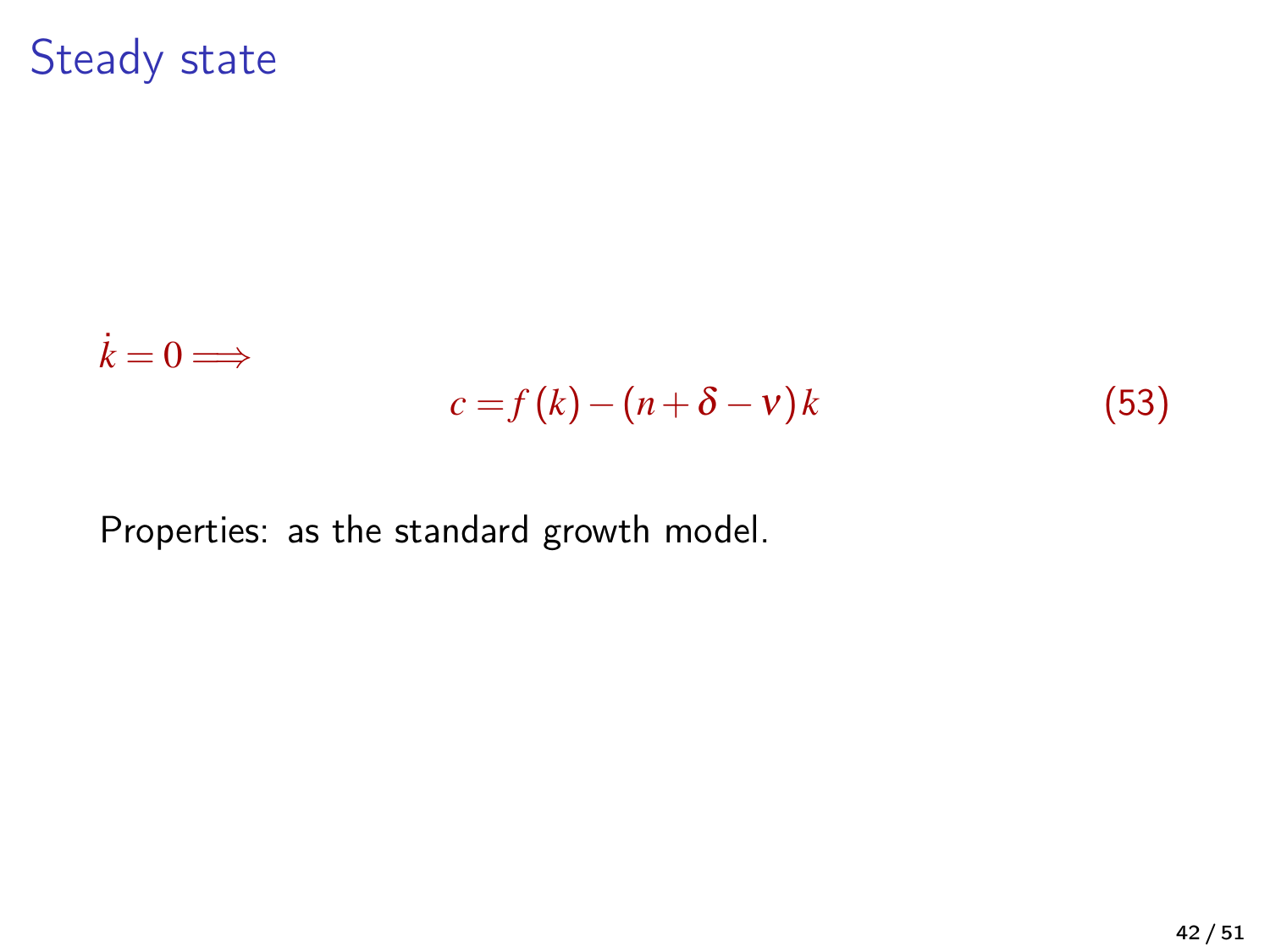# Steady state

$\dot{k} = 0 \Longrightarrow$

$$c = f(k) - (n + \delta - \nu)k \tag{53}$$

Properties: as the standard growth model.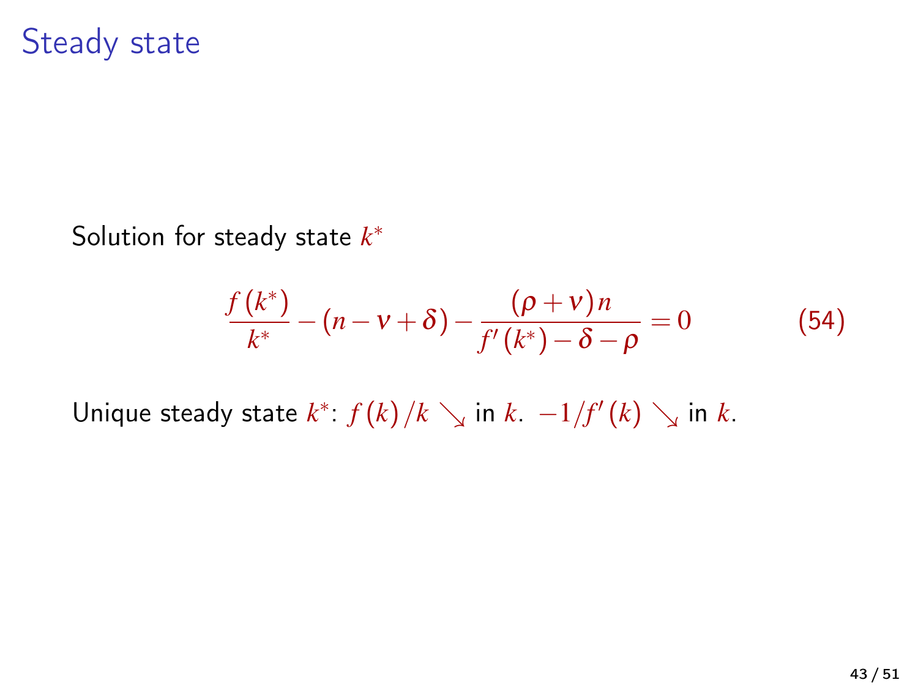# Steady state

Solution for steady state $k^*$

$$\frac{f(k^*)}{k^*} - (n - \nu + \delta) - \frac{(\rho + \nu)n}{f'(k^*) - \delta - \rho} = 0 \tag{54}$$

Unique steady state $k^*$: $f(k)/k \searrow$ in $k$. $-1/f'(k) \searrow$ in $k$.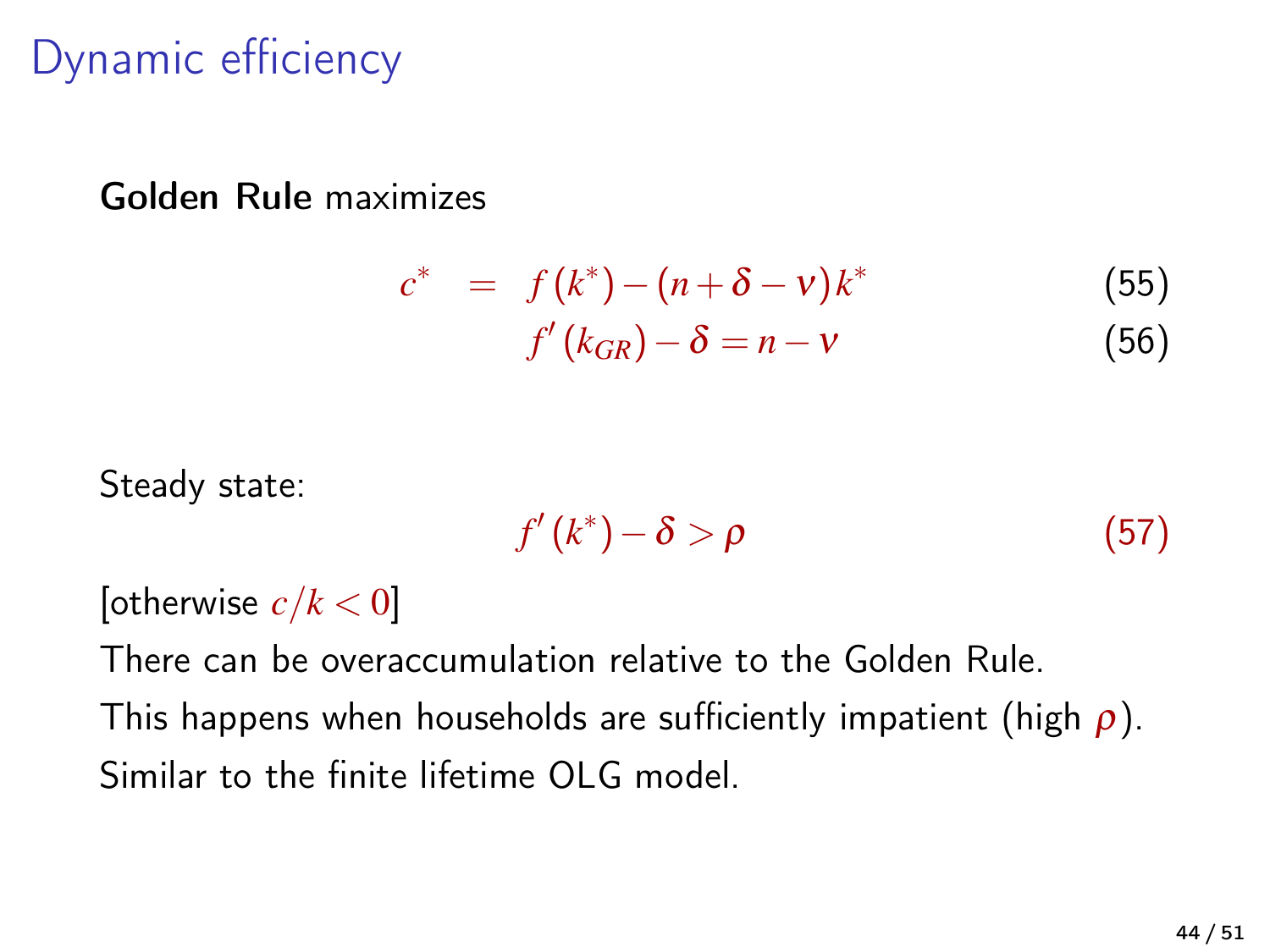# Dynamic efficiency

**Golden Rule** maximizes

$$c^* = f(k^*) - (n + \delta - \nu) k^* \tag{55}$$

$$f'(k_{GR}) - \delta = n - \nu \tag{56}$$

Steady state:

$$f'(k^*) - \delta > \rho \tag{57}$$

[otherwise $c/k < 0$]

There can be overaccumulation relative to the Golden Rule.

This happens when households are sufficiently impatient (high $\rho$).

Similar to the finite lifetime OLG model.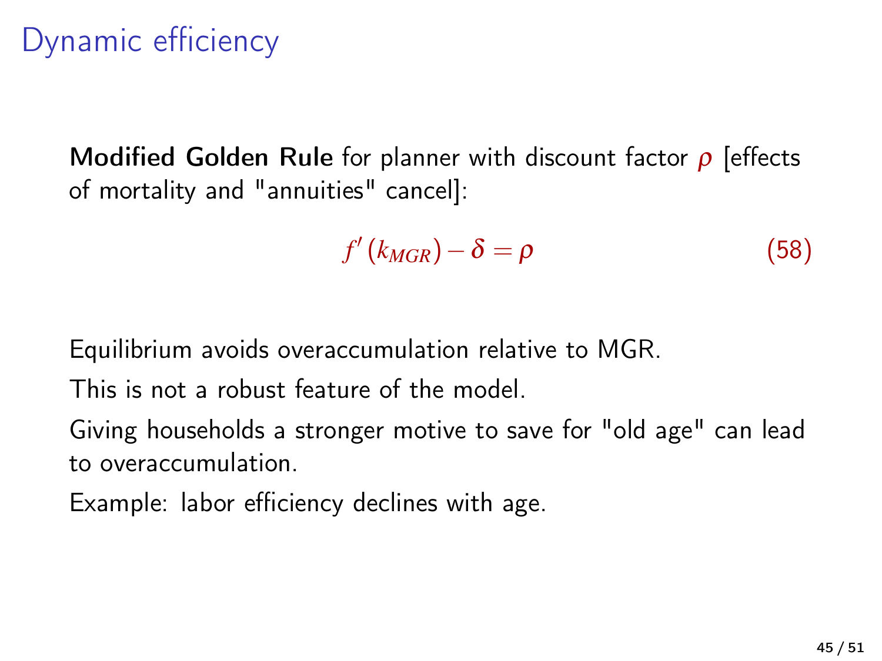# Dynamic efficiency

**Modified Golden Rule** for planner with discount factor $\rho$ [effects of mortality and "annuities" cancel]:

$$f'(k_{MGR}) - \delta = \rho \tag{58}$$

Equilibrium avoids overaccumulation relative to MGR.

This is not a robust feature of the model.

Giving households a stronger motive to save for "old age" can lead to overaccumulation.

Example: labor efficiency declines with age.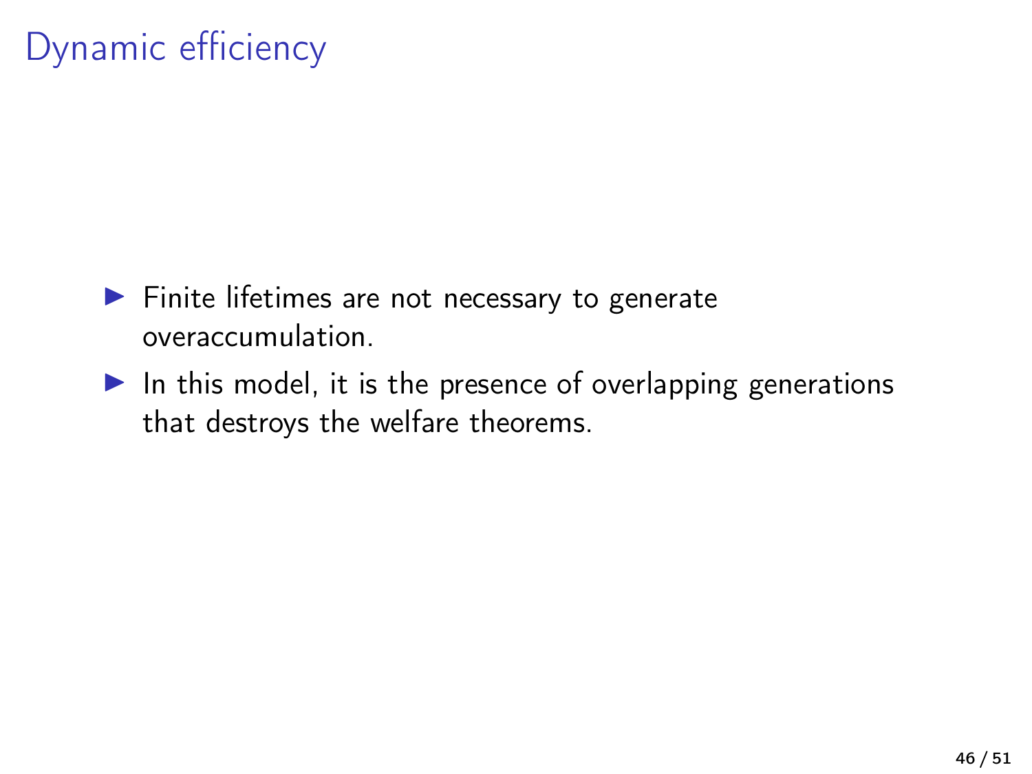# Dynamic efficiency

- Finite lifetimes are not necessary to generate overaccumulation.
- In this model, it is the presence of overlapping generations that destroys the welfare theorems.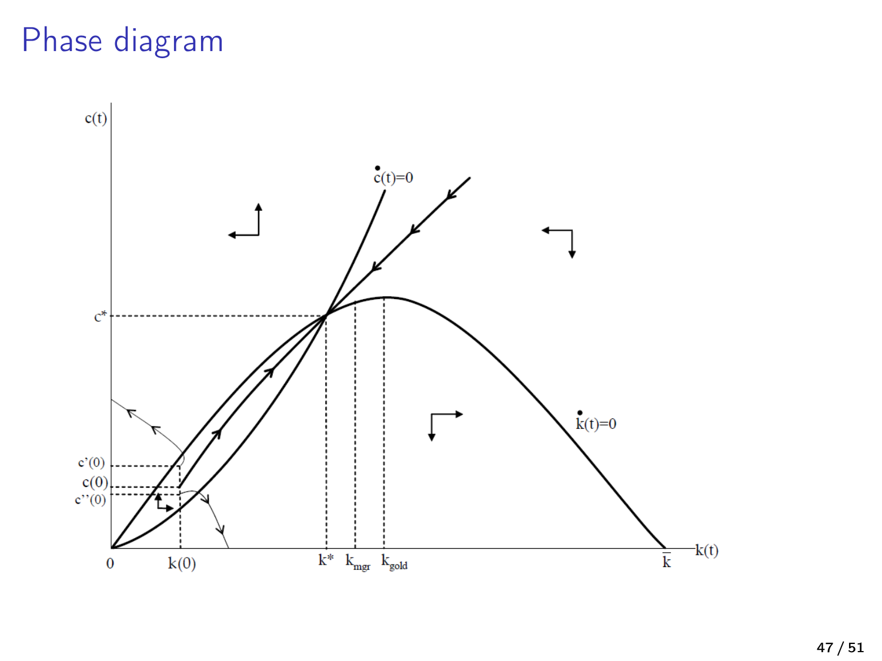# Phase diagram

$c(t)$

$\dot{c}(t)=0$

$c^*$

$\dot{k}(t)=0$

$c'(0)$

$c(0)$

$c''(0)$

$0$ $k(0)$ $k^*$ $k_{mgr}$ $k_{gold}$ $\bar{k}$ $k(t)$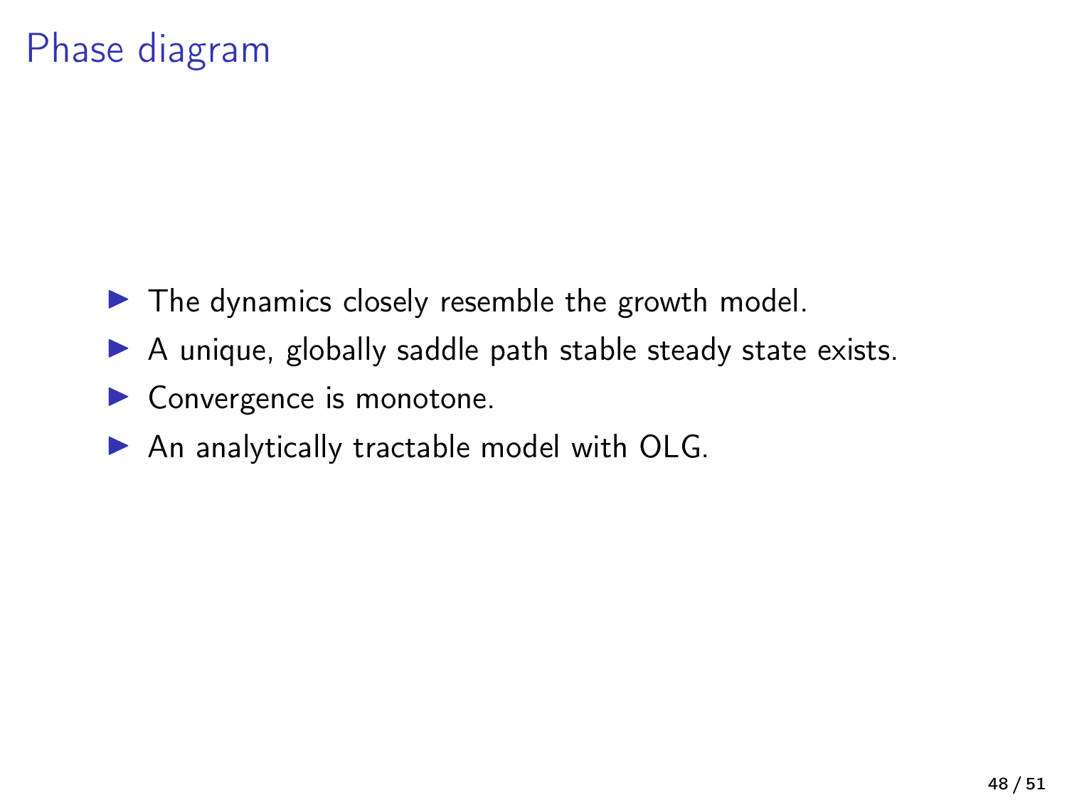# Phase diagram

- The dynamics closely resemble the growth model.
- A unique, globally saddle path stable steady state exists.
- Convergence is monotone.
- An analytically tractable model with OLG.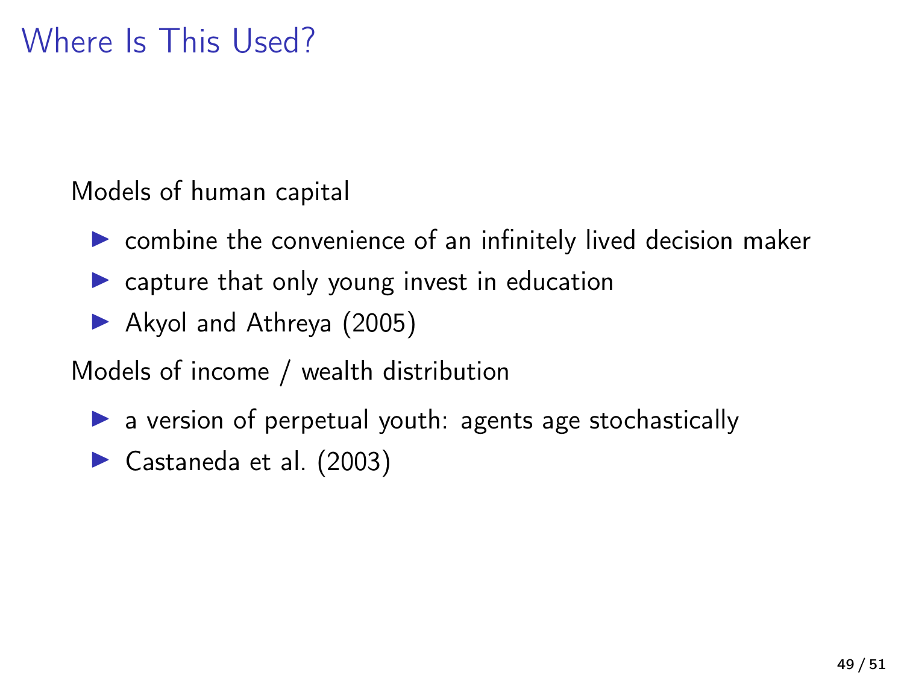# Where Is This Used?

Models of human capital

- combine the convenience of an infinitely lived decision maker
- capture that only young invest in education
- Akyol and Athreya (2005)

Models of income / wealth distribution

- a version of perpetual youth: agents age stochastically
- Castaneda et al. (2003)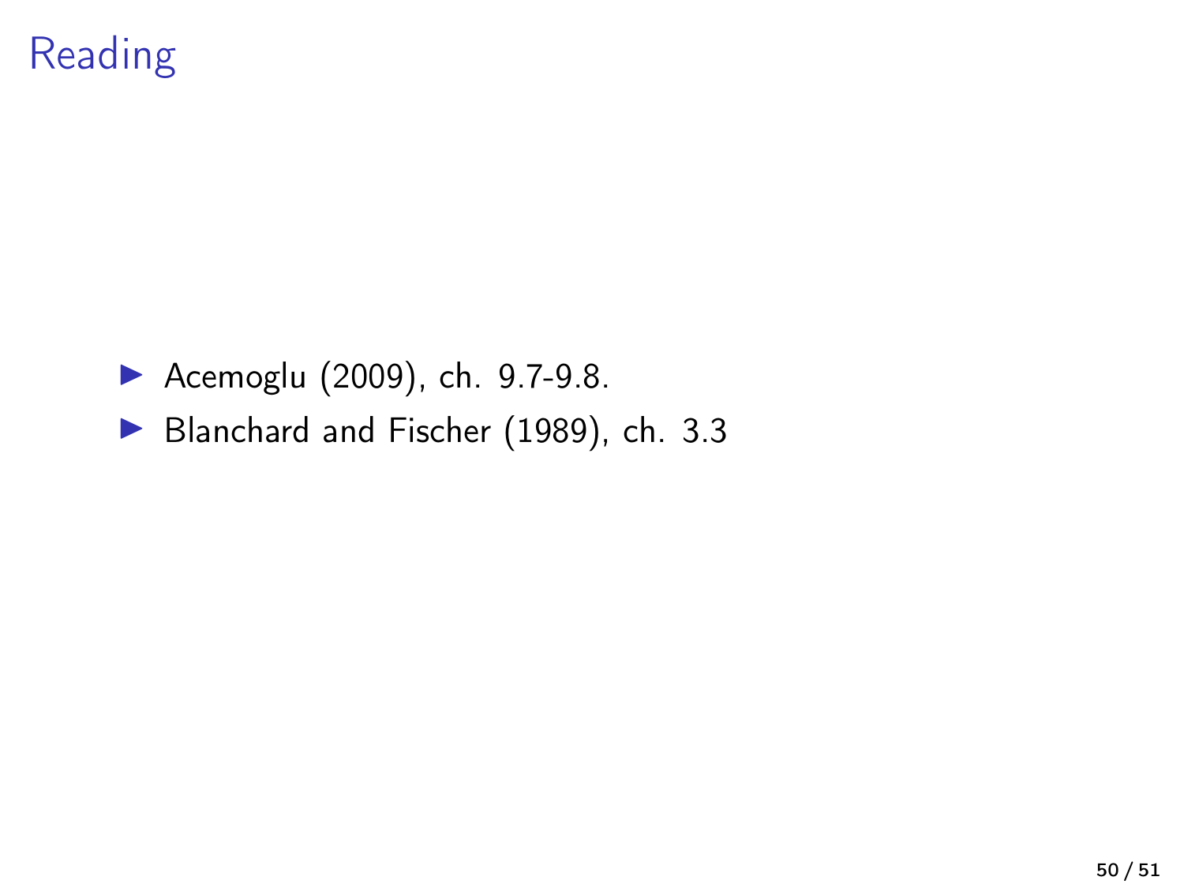# Reading

- Acemoglu (2009), ch. 9.7-9.8.
- Blanchard and Fischer (1989), ch. 3.3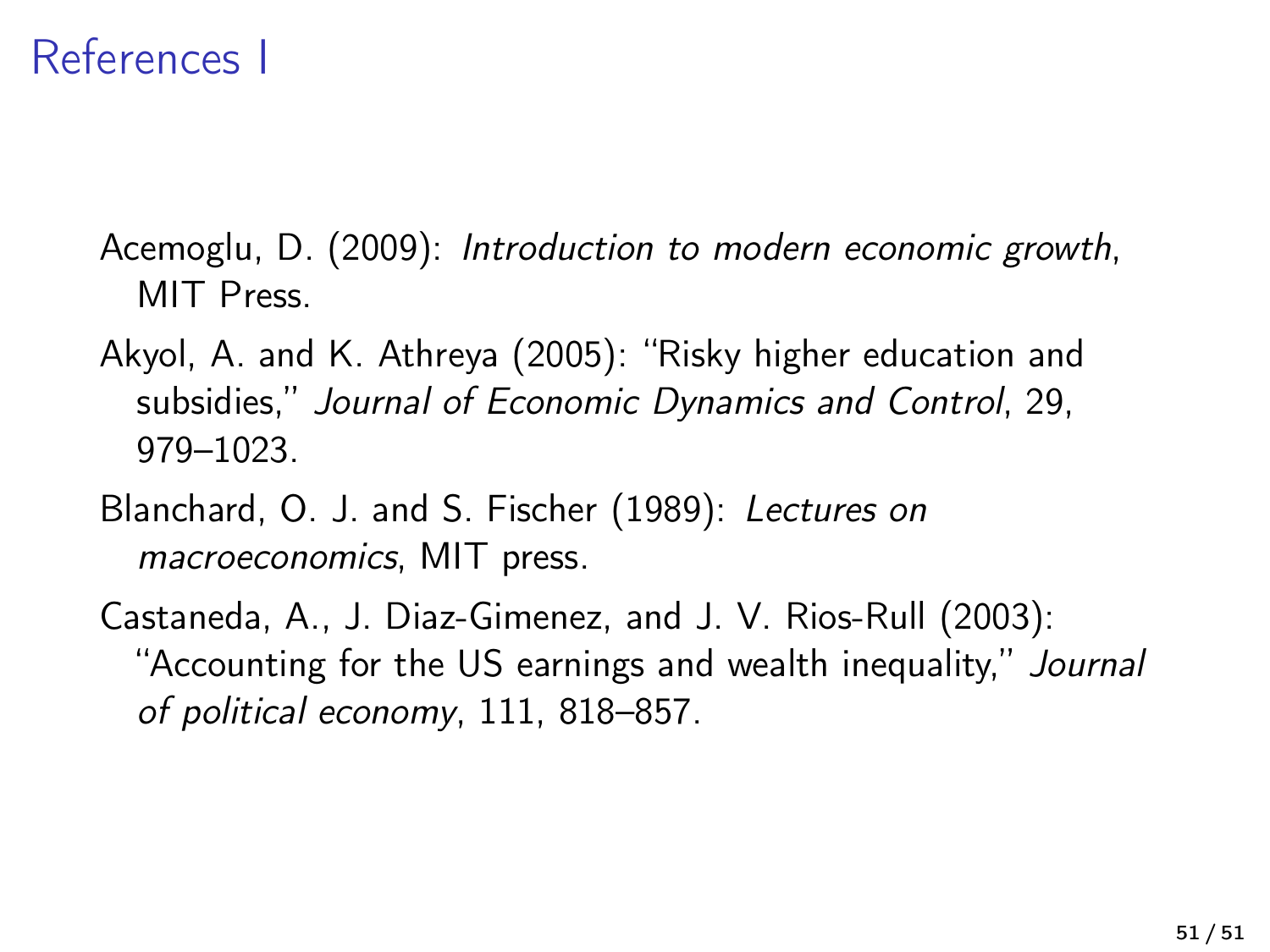# References I

Acemoglu, D. (2009): *Introduction to modern economic growth*, MIT Press.

Akyol, A. and K. Athreya (2005): "Risky higher education and subsidies," *Journal of Economic Dynamics and Control*, 29, 979–1023.

Blanchard, O. J. and S. Fischer (1989): *Lectures on macroeconomics*, MIT press.

Castaneda, A., J. Diaz-Gimenez, and J. V. Rios-Rull (2003): "Accounting for the US earnings and wealth inequality," *Journal of political economy*, 111, 818–857.